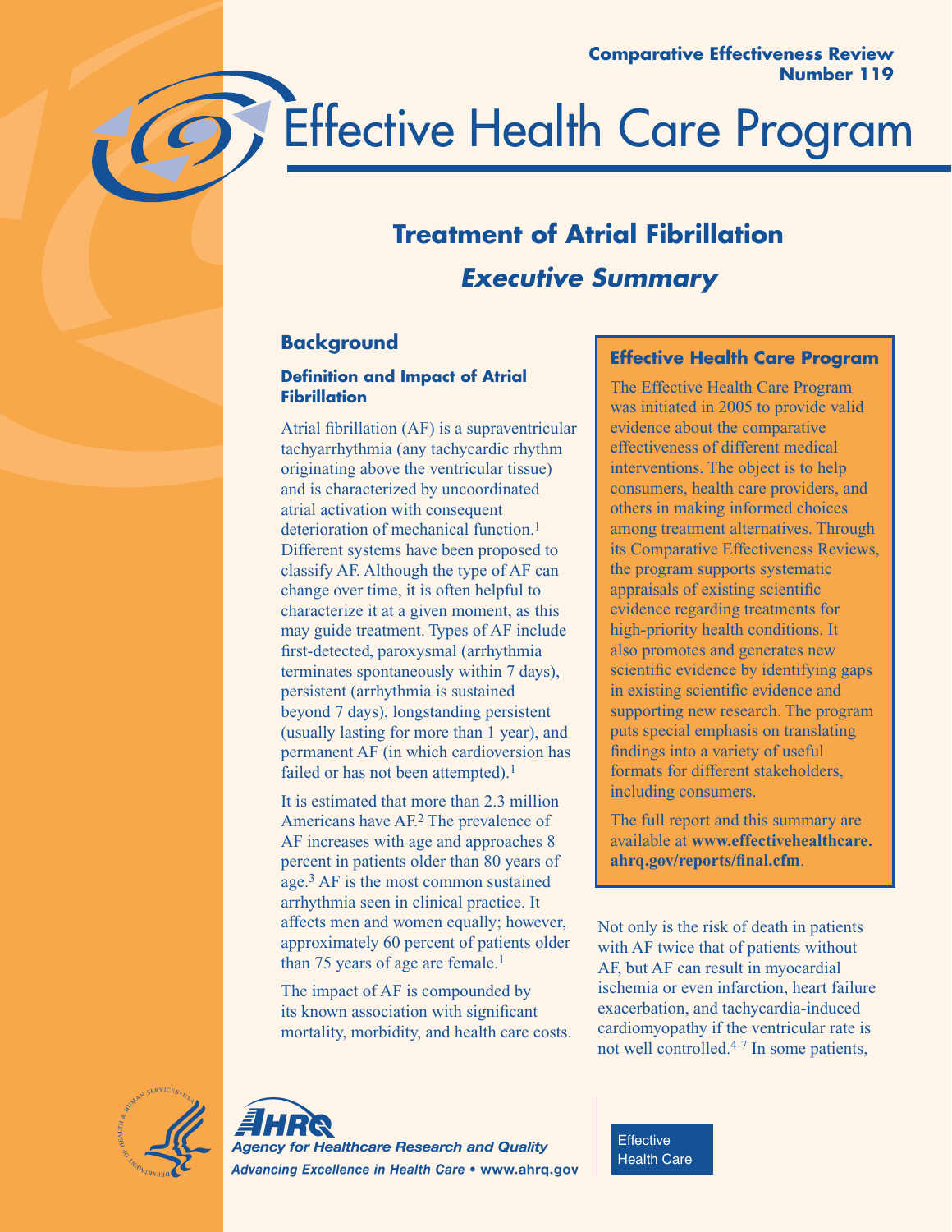**Comparative Effectiveness Review Number 119**

# Effective Health Care Program

## Treatment of Atrial Fibrillation

### *Executive Summary*

## Background

### Definition and Impact of Atrial Fibrillation

Atrial fibrillation (AF) is a supraventricular tachyarrhythmia (any tachycardic rhythm originating above the ventricular tissue) and is characterized by uncoordinated atrial activation with consequent deterioration of mechanical function.[1] Different systems have been proposed to classify AF. Although the type of AF can change over time, it is often helpful to characterize it at a given moment, as this may guide treatment. Types of AF include first-detected, paroxysmal (arrhythmia terminates spontaneously within 7 days), persistent (arrhythmia is sustained beyond 7 days), longstanding persistent (usually lasting for more than 1 year), and permanent AF (in which cardioversion has failed or has not been attempted).[1]

It is estimated that more than 2.3 million Americans have AF.[2] The prevalence of AF increases with age and approaches 8 percent in patients older than 80 years of age.[3] AF is the most common sustained arrhythmia seen in clinical practice. It affects men and women equally; however, approximately 60 percent of patients older than 75 years of age are female.[1]

The impact of AF is compounded by its known association with significant mortality, morbidity, and health care costs. Not only is the risk of death in patients with AF twice that of patients without AF, but AF can result in myocardial ischemia or even infarction, heart failure exacerbation, and tachycardia-induced cardiomyopathy if the ventricular rate is not well controlled.[4-7] In some patients,

> **Effective Health Care Program**
>
> The Effective Health Care Program was initiated in 2005 to provide valid evidence about the comparative effectiveness of different medical interventions. The object is to help consumers, health care providers, and others in making informed choices among treatment alternatives. Through its Comparative Effectiveness Reviews, the program supports systematic appraisals of existing scientific evidence regarding treatments for high-priority health conditions. It also promotes and generates new scientific evidence by identifying gaps in existing scientific evidence and supporting new research. The program puts special emphasis on translating findings into a variety of useful formats for different stakeholders, including consumers.
>
> The full report and this summary are available at **www.effectivehealthcare.ahrq.gov/reports/final.cfm**.

*Agency for Healthcare Research and Quality*
*Advancing Excellence in Health Care* • **www.ahrq.gov**

Effective Health Care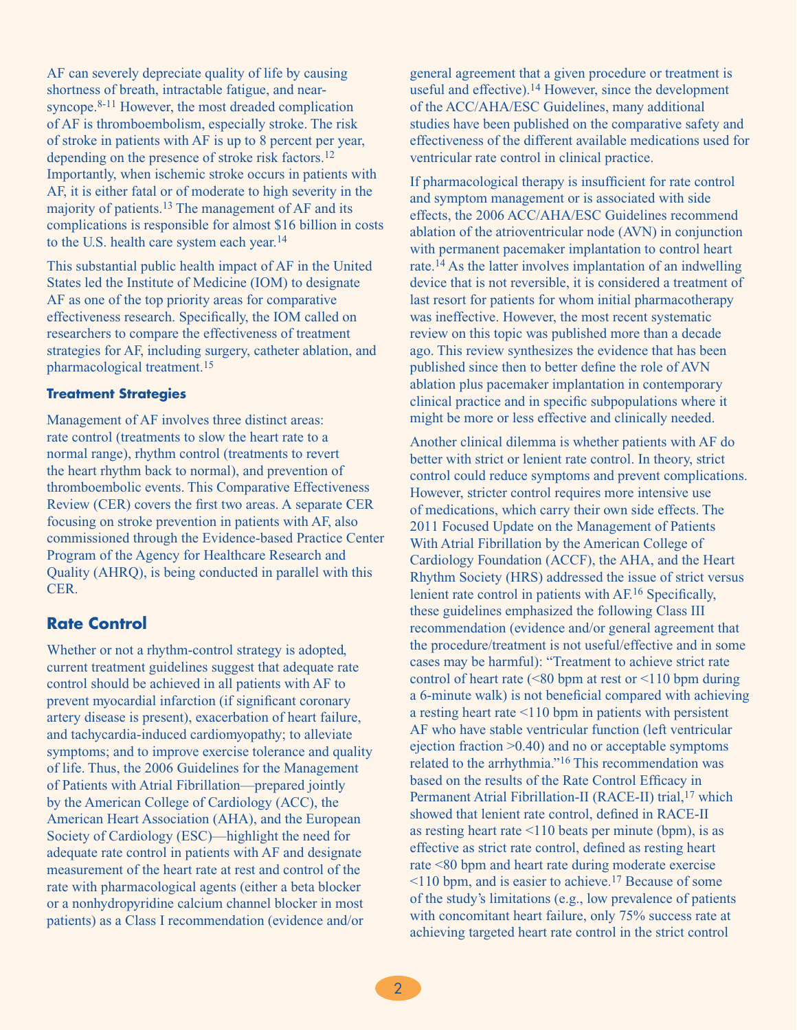AF can severely depreciate quality of life by causing shortness of breath, intractable fatigue, and near-syncope.[8-11] However, the most dreaded complication of AF is thromboembolism, especially stroke. The risk of stroke in patients with AF is up to 8 percent per year, depending on the presence of stroke risk factors.[12] Importantly, when ischemic stroke occurs in patients with AF, it is either fatal or of moderate to high severity in the majority of patients.[13] The management of AF and its complications is responsible for almost $16 billion in costs to the U.S. health care system each year.[14]

This substantial public health impact of AF in the United States led the Institute of Medicine (IOM) to designate AF as one of the top priority areas for comparative effectiveness research. Specifically, the IOM called on researchers to compare the effectiveness of treatment strategies for AF, including surgery, catheter ablation, and pharmacological treatment.[15]

### Treatment Strategies

Management of AF involves three distinct areas: rate control (treatments to slow the heart rate to a normal range), rhythm control (treatments to revert the heart rhythm back to normal), and prevention of thromboembolic events. This Comparative Effectiveness Review (CER) covers the first two areas. A separate CER focusing on stroke prevention in patients with AF, also commissioned through the Evidence-based Practice Center Program of the Agency for Healthcare Research and Quality (AHRQ), is being conducted in parallel with this CER.

## Rate Control

Whether or not a rhythm-control strategy is adopted, current treatment guidelines suggest that adequate rate control should be achieved in all patients with AF to prevent myocardial infarction (if significant coronary artery disease is present), exacerbation of heart failure, and tachycardia-induced cardiomyopathy; to alleviate symptoms; and to improve exercise tolerance and quality of life. Thus, the 2006 Guidelines for the Management of Patients with Atrial Fibrillation—prepared jointly by the American College of Cardiology (ACC), the American Heart Association (AHA), and the European Society of Cardiology (ESC)—highlight the need for adequate rate control in patients with AF and designate measurement of the heart rate at rest and control of the rate with pharmacological agents (either a beta blocker or a nonhydropyridine calcium channel blocker in most patients) as a Class I recommendation (evidence and/or general agreement that a given procedure or treatment is useful and effective).[14] However, since the development of the ACC/AHA/ESC Guidelines, many additional studies have been published on the comparative safety and effectiveness of the different available medications used for ventricular rate control in clinical practice.

If pharmacological therapy is insufficient for rate control and symptom management or is associated with side effects, the 2006 ACC/AHA/ESC Guidelines recommend ablation of the atrioventricular node (AVN) in conjunction with permanent pacemaker implantation to control heart rate.[14] As the latter involves implantation of an indwelling device that is not reversible, it is considered a treatment of last resort for patients for whom initial pharmacotherapy was ineffective. However, the most recent systematic review on this topic was published more than a decade ago. This review synthesizes the evidence that has been published since then to better define the role of AVN ablation plus pacemaker implantation in contemporary clinical practice and in specific subpopulations where it might be more or less effective and clinically needed.

Another clinical dilemma is whether patients with AF do better with strict or lenient rate control. In theory, strict control could reduce symptoms and prevent complications. However, stricter control requires more intensive use of medications, which carry their own side effects. The 2011 Focused Update on the Management of Patients With Atrial Fibrillation by the American College of Cardiology Foundation (ACCF), the AHA, and the Heart Rhythm Society (HRS) addressed the issue of strict versus lenient rate control in patients with AF.[16] Specifically, these guidelines emphasized the following Class III recommendation (evidence and/or general agreement that the procedure/treatment is not useful/effective and in some cases may be harmful): "Treatment to achieve strict rate control of heart rate (<80 bpm at rest or <110 bpm during a 6-minute walk) is not beneficial compared with achieving a resting heart rate <110 bpm in patients with persistent AF who have stable ventricular function (left ventricular ejection fraction >0.40) and no or acceptable symptoms related to the arrhythmia."[16] This recommendation was based on the results of the Rate Control Efficacy in Permanent Atrial Fibrillation-II (RACE-II) trial,[17] which showed that lenient rate control, defined in RACE-II as resting heart rate <110 beats per minute (bpm), is as effective as strict rate control, defined as resting heart rate <80 bpm and heart rate during moderate exercise <110 bpm, and is easier to achieve.[17] Because of some of the study's limitations (e.g., low prevalence of patients with concomitant heart failure, only 75% success rate at achieving targeted heart rate control in the strict control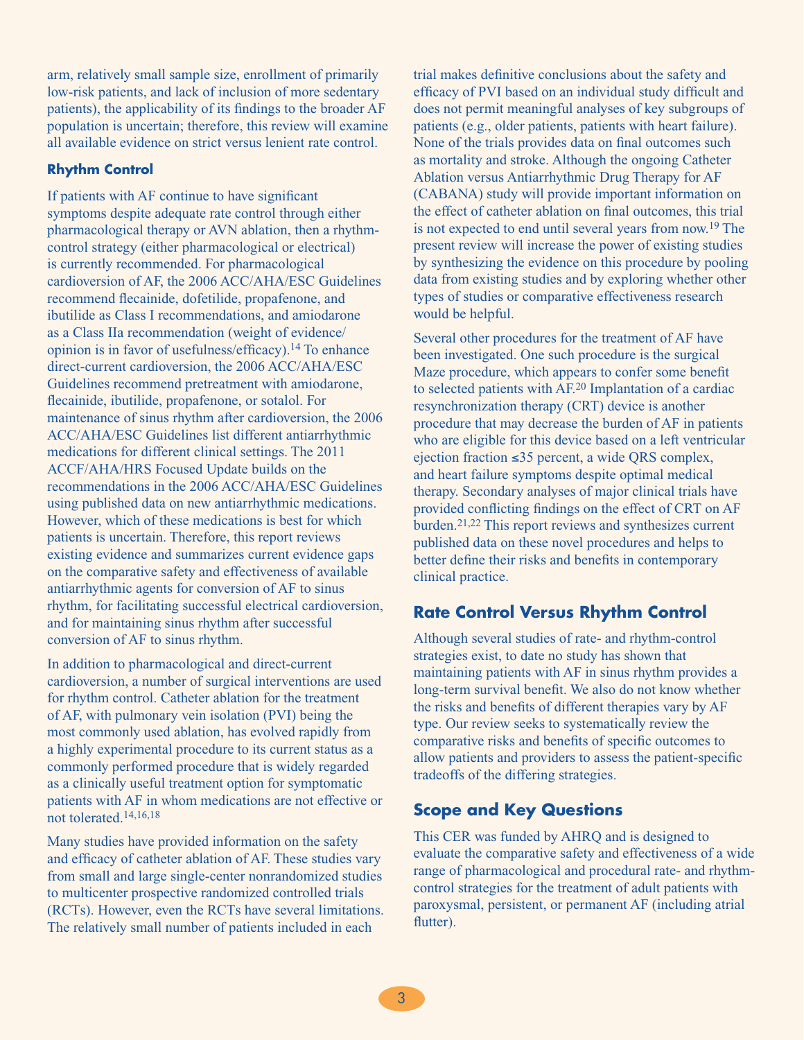arm, relatively small sample size, enrollment of primarily low-risk patients, and lack of inclusion of more sedentary patients), the applicability of its findings to the broader AF population is uncertain; therefore, this review will examine all available evidence on strict versus lenient rate control.

### Rhythm Control

If patients with AF continue to have significant symptoms despite adequate rate control through either pharmacological therapy or AVN ablation, then a rhythm-control strategy (either pharmacological or electrical) is currently recommended. For pharmacological cardioversion of AF, the 2006 ACC/AHA/ESC Guidelines recommend flecainide, dofetilide, propafenone, and ibutilide as Class I recommendations, and amiodarone as a Class IIa recommendation (weight of evidence/opinion is in favor of usefulness/efficacy).[14] To enhance direct-current cardioversion, the 2006 ACC/AHA/ESC Guidelines recommend pretreatment with amiodarone, flecainide, ibutilide, propafenone, or sotalol. For maintenance of sinus rhythm after cardioversion, the 2006 ACC/AHA/ESC Guidelines list different antiarrhythmic medications for different clinical settings. The 2011 ACCF/AHA/HRS Focused Update builds on the recommendations in the 2006 ACC/AHA/ESC Guidelines using published data on new antiarrhythmic medications. However, which of these medications is best for which patients is uncertain. Therefore, this report reviews existing evidence and summarizes current evidence gaps on the comparative safety and effectiveness of available antiarrhythmic agents for conversion of AF to sinus rhythm, for facilitating successful electrical cardioversion, and for maintaining sinus rhythm after successful conversion of AF to sinus rhythm.

In addition to pharmacological and direct-current cardioversion, a number of surgical interventions are used for rhythm control. Catheter ablation for the treatment of AF, with pulmonary vein isolation (PVI) being the most commonly used ablation, has evolved rapidly from a highly experimental procedure to its current status as a commonly performed procedure that is widely regarded as a clinically useful treatment option for symptomatic patients with AF in whom medications are not effective or not tolerated.[14,16,18]

Many studies have provided information on the safety and efficacy of catheter ablation of AF. These studies vary from small and large single-center nonrandomized studies to multicenter prospective randomized controlled trials (RCTs). However, even the RCTs have several limitations. The relatively small number of patients included in each trial makes definitive conclusions about the safety and efficacy of PVI based on an individual study difficult and does not permit meaningful analyses of key subgroups of patients (e.g., older patients, patients with heart failure). None of the trials provides data on final outcomes such as mortality and stroke. Although the ongoing Catheter Ablation versus Antiarrhythmic Drug Therapy for AF (CABANA) study will provide important information on the effect of catheter ablation on final outcomes, this trial is not expected to end until several years from now.[19] The present review will increase the power of existing studies by synthesizing the evidence on this procedure by pooling data from existing studies and by exploring whether other types of studies or comparative effectiveness research would be helpful.

Several other procedures for the treatment of AF have been investigated. One such procedure is the surgical Maze procedure, which appears to confer some benefit to selected patients with AF.[20] Implantation of a cardiac resynchronization therapy (CRT) device is another procedure that may decrease the burden of AF in patients who are eligible for this device based on a left ventricular ejection fraction ≤35 percent, a wide QRS complex, and heart failure symptoms despite optimal medical therapy. Secondary analyses of major clinical trials have provided conflicting findings on the effect of CRT on AF burden.[21,22] This report reviews and synthesizes current published data on these novel procedures and helps to better define their risks and benefits in contemporary clinical practice.

## Rate Control Versus Rhythm Control

Although several studies of rate- and rhythm-control strategies exist, to date no study has shown that maintaining patients with AF in sinus rhythm provides a long-term survival benefit. We also do not know whether the risks and benefits of different therapies vary by AF type. Our review seeks to systematically review the comparative risks and benefits of specific outcomes to allow patients and providers to assess the patient-specific tradeoffs of the differing strategies.

## Scope and Key Questions

This CER was funded by AHRQ and is designed to evaluate the comparative safety and effectiveness of a wide range of pharmacological and procedural rate- and rhythm-control strategies for the treatment of adult patients with paroxysmal, persistent, or permanent AF (including atrial flutter).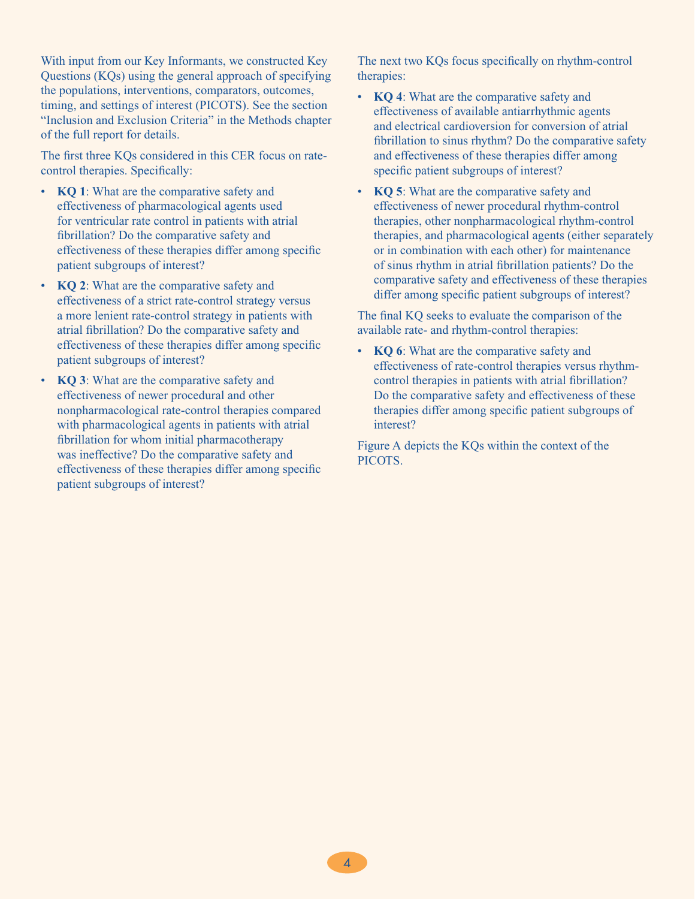With input from our Key Informants, we constructed Key Questions (KQs) using the general approach of specifying the populations, interventions, comparators, outcomes, timing, and settings of interest (PICOTS). See the section "Inclusion and Exclusion Criteria" in the Methods chapter of the full report for details.

The first three KQs considered in this CER focus on rate-control therapies. Specifically:

- **KQ 1**: What are the comparative safety and effectiveness of pharmacological agents used for ventricular rate control in patients with atrial fibrillation? Do the comparative safety and effectiveness of these therapies differ among specific patient subgroups of interest?
- **KQ 2**: What are the comparative safety and effectiveness of a strict rate-control strategy versus a more lenient rate-control strategy in patients with atrial fibrillation? Do the comparative safety and effectiveness of these therapies differ among specific patient subgroups of interest?
- **KQ 3**: What are the comparative safety and effectiveness of newer procedural and other nonpharmacological rate-control therapies compared with pharmacological agents in patients with atrial fibrillation for whom initial pharmacotherapy was ineffective? Do the comparative safety and effectiveness of these therapies differ among specific patient subgroups of interest?

The next two KQs focus specifically on rhythm-control therapies:

- **KQ 4**: What are the comparative safety and effectiveness of available antiarrhythmic agents and electrical cardioversion for conversion of atrial fibrillation to sinus rhythm? Do the comparative safety and effectiveness of these therapies differ among specific patient subgroups of interest?
- **KQ 5**: What are the comparative safety and effectiveness of newer procedural rhythm-control therapies, other nonpharmacological rhythm-control therapies, and pharmacological agents (either separately or in combination with each other) for maintenance of sinus rhythm in atrial fibrillation patients? Do the comparative safety and effectiveness of these therapies differ among specific patient subgroups of interest?

The final KQ seeks to evaluate the comparison of the available rate- and rhythm-control therapies:

- **KQ 6**: What are the comparative safety and effectiveness of rate-control therapies versus rhythm-control therapies in patients with atrial fibrillation? Do the comparative safety and effectiveness of these therapies differ among specific patient subgroups of interest?

Figure A depicts the KQs within the context of the PICOTS.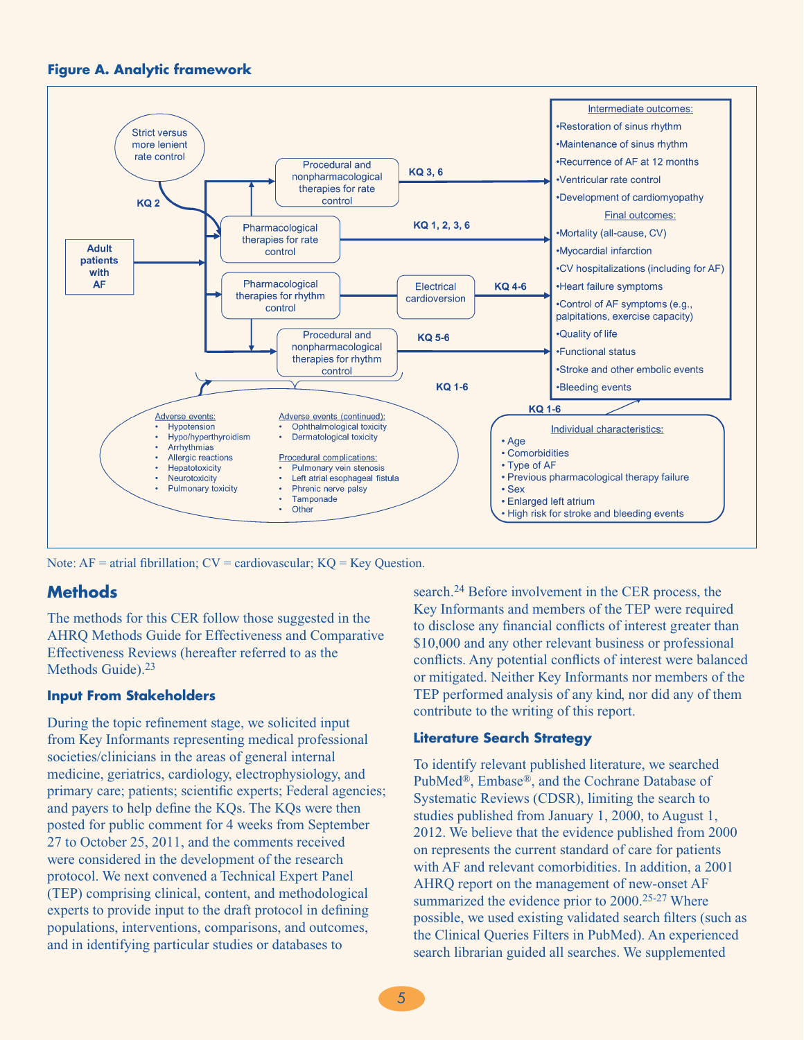**Figure A. Analytic framework**

Adult patients with AF

Strict versus more lenient rate control

KQ 2

Procedural and nonpharmacological therapies for rate control

KQ 3, 6

Pharmacological therapies for rate control

KQ 1, 2, 3, 6

Pharmacological therapies for rhythm control

Electrical cardioversion

KQ 4-6

Procedural and nonpharmacological therapies for rhythm control

KQ 5-6

KQ 1-6

Intermediate outcomes:
- Restoration of sinus rhythm
- Maintenance of sinus rhythm
- Recurrence of AF at 12 months
- Ventricular rate control
- Development of cardiomyopathy

Final outcomes:
- Mortality (all-cause, CV)
- Myocardial infarction
- CV hospitalizations (including for AF)
- Heart failure symptoms
- Control of AF symptoms (e.g., palpitations, exercise capacity)
- Quality of life
- Functional status
- Stroke and other embolic events
- Bleeding events

KQ 1-6

Adverse events:
- Hypotension
- Hypo/hyperthyroidism
- Arrhythmias
- Allergic reactions
- Hepatotoxicity
- Neurotoxicity
- Pulmonary toxicity

Adverse events (continued):
- Ophthalmological toxicity
- Dermatological toxicity

Procedural complications:
- Pulmonary vein stenosis
- Left atrial esophageal fistula
- Phrenic nerve palsy
- Tamponade
- Other

Individual characteristics:
- Age
- Comorbidities
- Type of AF
- Previous pharmacological therapy failure
- Sex
- Enlarged left atrium
- High risk for stroke and bleeding events

Note: AF = atrial fibrillation; CV = cardiovascular; KQ = Key Question.

## Methods

The methods for this CER follow those suggested in the AHRQ Methods Guide for Effectiveness and Comparative Effectiveness Reviews (hereafter referred to as the Methods Guide).[23]

### Input From Stakeholders

During the topic refinement stage, we solicited input from Key Informants representing medical professional societies/clinicians in the areas of general internal medicine, geriatrics, cardiology, electrophysiology, and primary care; patients; scientific experts; Federal agencies; and payers to help define the KQs. The KQs were then posted for public comment for 4 weeks from September 27 to October 25, 2011, and the comments received were considered in the development of the research protocol. We next convened a Technical Expert Panel (TEP) comprising clinical, content, and methodological experts to provide input to the draft protocol in defining populations, interventions, comparisons, and outcomes, and in identifying particular studies or databases to search.[24] Before involvement in the CER process, the Key Informants and members of the TEP were required to disclose any financial conflicts of interest greater than $10,000 and any other relevant business or professional conflicts. Any potential conflicts of interest were balanced or mitigated. Neither Key Informants nor members of the TEP performed analysis of any kind, nor did any of them contribute to the writing of this report.

### Literature Search Strategy

To identify relevant published literature, we searched PubMed®, Embase®, and the Cochrane Database of Systematic Reviews (CDSR), limiting the search to studies published from January 1, 2000, to August 1, 2012. We believe that the evidence published from 2000 on represents the current standard of care for patients with AF and relevant comorbidities. In addition, a 2001 AHRQ report on the management of new-onset AF summarized the evidence prior to 2000.[25-27] Where possible, we used existing validated search filters (such as the Clinical Queries Filters in PubMed). An experienced search librarian guided all searches. We supplemented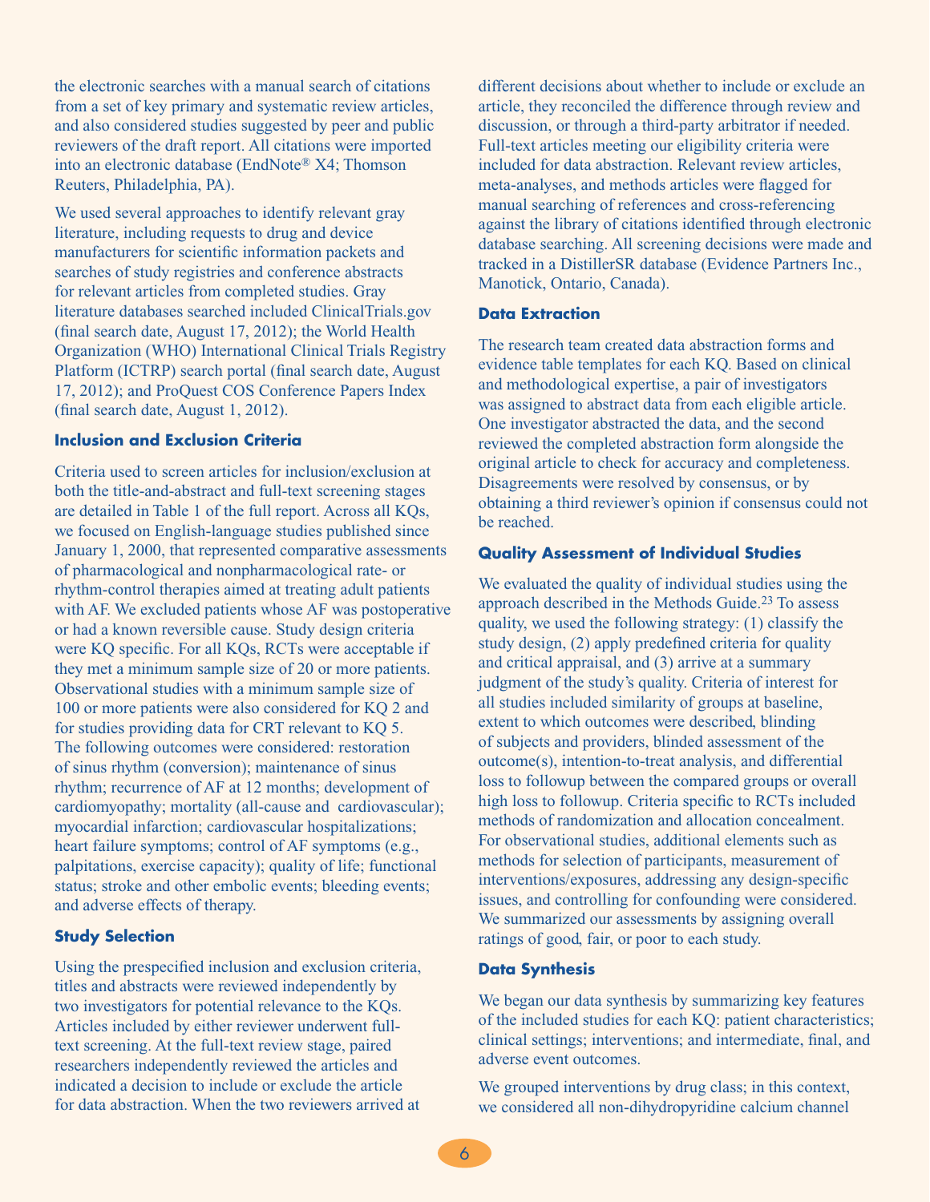the electronic searches with a manual search of citations from a set of key primary and systematic review articles, and also considered studies suggested by peer and public reviewers of the draft report. All citations were imported into an electronic database (EndNote® X4; Thomson Reuters, Philadelphia, PA).

We used several approaches to identify relevant gray literature, including requests to drug and device manufacturers for scientific information packets and searches of study registries and conference abstracts for relevant articles from completed studies. Gray literature databases searched included ClinicalTrials.gov (final search date, August 17, 2012); the World Health Organization (WHO) International Clinical Trials Registry Platform (ICTRP) search portal (final search date, August 17, 2012); and ProQuest COS Conference Papers Index (final search date, August 1, 2012).

### Inclusion and Exclusion Criteria

Criteria used to screen articles for inclusion/exclusion at both the title-and-abstract and full-text screening stages are detailed in Table 1 of the full report. Across all KQs, we focused on English-language studies published since January 1, 2000, that represented comparative assessments of pharmacological and nonpharmacological rate- or rhythm-control therapies aimed at treating adult patients with AF. We excluded patients whose AF was postoperative or had a known reversible cause. Study design criteria were KQ specific. For all KQs, RCTs were acceptable if they met a minimum sample size of 20 or more patients. Observational studies with a minimum sample size of 100 or more patients were also considered for KQ 2 and for studies providing data for CRT relevant to KQ 5. The following outcomes were considered: restoration of sinus rhythm (conversion); maintenance of sinus rhythm; recurrence of AF at 12 months; development of cardiomyopathy; mortality (all-cause and cardiovascular); myocardial infarction; cardiovascular hospitalizations; heart failure symptoms; control of AF symptoms (e.g., palpitations, exercise capacity); quality of life; functional status; stroke and other embolic events; bleeding events; and adverse effects of therapy.

### Study Selection

Using the prespecified inclusion and exclusion criteria, titles and abstracts were reviewed independently by two investigators for potential relevance to the KQs. Articles included by either reviewer underwent full-text screening. At the full-text review stage, paired researchers independently reviewed the articles and indicated a decision to include or exclude the article for data abstraction. When the two reviewers arrived at different decisions about whether to include or exclude an article, they reconciled the difference through review and discussion, or through a third-party arbitrator if needed. Full-text articles meeting our eligibility criteria were included for data abstraction. Relevant review articles, meta-analyses, and methods articles were flagged for manual searching of references and cross-referencing against the library of citations identified through electronic database searching. All screening decisions were made and tracked in a DistillerSR database (Evidence Partners Inc., Manotick, Ontario, Canada).

### Data Extraction

The research team created data abstraction forms and evidence table templates for each KQ. Based on clinical and methodological expertise, a pair of investigators was assigned to abstract data from each eligible article. One investigator abstracted the data, and the second reviewed the completed abstraction form alongside the original article to check for accuracy and completeness. Disagreements were resolved by consensus, or by obtaining a third reviewer's opinion if consensus could not be reached.

### Quality Assessment of Individual Studies

We evaluated the quality of individual studies using the approach described in the Methods Guide.[23] To assess quality, we used the following strategy: (1) classify the study design, (2) apply predefined criteria for quality and critical appraisal, and (3) arrive at a summary judgment of the study's quality. Criteria of interest for all studies included similarity of groups at baseline, extent to which outcomes were described, blinding of subjects and providers, blinded assessment of the outcome(s), intention-to-treat analysis, and differential loss to followup between the compared groups or overall high loss to followup. Criteria specific to RCTs included methods of randomization and allocation concealment. For observational studies, additional elements such as methods for selection of participants, measurement of interventions/exposures, addressing any design-specific issues, and controlling for confounding were considered. We summarized our assessments by assigning overall ratings of good, fair, or poor to each study.

### Data Synthesis

We began our data synthesis by summarizing key features of the included studies for each KQ: patient characteristics; clinical settings; interventions; and intermediate, final, and adverse event outcomes.

We grouped interventions by drug class; in this context, we considered all non-dihydropyridine calcium channel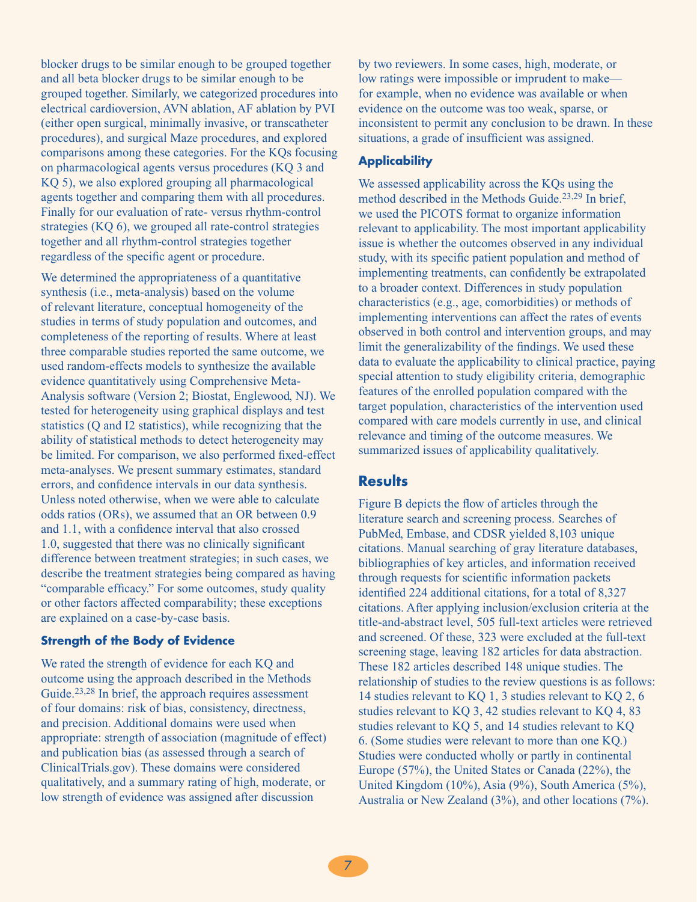blocker drugs to be similar enough to be grouped together and all beta blocker drugs to be similar enough to be grouped together. Similarly, we categorized procedures into electrical cardioversion, AVN ablation, AF ablation by PVI (either open surgical, minimally invasive, or transcatheter procedures), and surgical Maze procedures, and explored comparisons among these categories. For the KQs focusing on pharmacological agents versus procedures (KQ 3 and KQ 5), we also explored grouping all pharmacological agents together and comparing them with all procedures. Finally for our evaluation of rate- versus rhythm-control strategies (KQ 6), we grouped all rate-control strategies together and all rhythm-control strategies together regardless of the specific agent or procedure.

We determined the appropriateness of a quantitative synthesis (i.e., meta-analysis) based on the volume of relevant literature, conceptual homogeneity of the studies in terms of study population and outcomes, and completeness of the reporting of results. Where at least three comparable studies reported the same outcome, we used random-effects models to synthesize the available evidence quantitatively using Comprehensive Meta-Analysis software (Version 2; Biostat, Englewood, NJ). We tested for heterogeneity using graphical displays and test statistics (Q and I2 statistics), while recognizing that the ability of statistical methods to detect heterogeneity may be limited. For comparison, we also performed fixed-effect meta-analyses. We present summary estimates, standard errors, and confidence intervals in our data synthesis. Unless noted otherwise, when we were able to calculate odds ratios (ORs), we assumed that an OR between 0.9 and 1.1, with a confidence interval that also crossed 1.0, suggested that there was no clinically significant difference between treatment strategies; in such cases, we describe the treatment strategies being compared as having "comparable efficacy." For some outcomes, study quality or other factors affected comparability; these exceptions are explained on a case-by-case basis.

### Strength of the Body of Evidence

We rated the strength of evidence for each KQ and outcome using the approach described in the Methods Guide.[23,28] In brief, the approach requires assessment of four domains: risk of bias, consistency, directness, and precision. Additional domains were used when appropriate: strength of association (magnitude of effect) and publication bias (as assessed through a search of ClinicalTrials.gov). These domains were considered qualitatively, and a summary rating of high, moderate, or low strength of evidence was assigned after discussion by two reviewers. In some cases, high, moderate, or low ratings were impossible or imprudent to make—for example, when no evidence was available or when evidence on the outcome was too weak, sparse, or inconsistent to permit any conclusion to be drawn. In these situations, a grade of insufficient was assigned.

### Applicability

We assessed applicability across the KQs using the method described in the Methods Guide.[23,29] In brief, we used the PICOTS format to organize information relevant to applicability. The most important applicability issue is whether the outcomes observed in any individual study, with its specific patient population and method of implementing treatments, can confidently be extrapolated to a broader context. Differences in study population characteristics (e.g., age, comorbidities) or methods of implementing interventions can affect the rates of events observed in both control and intervention groups, and may limit the generalizability of the findings. We used these data to evaluate the applicability to clinical practice, paying special attention to study eligibility criteria, demographic features of the enrolled population compared with the target population, characteristics of the intervention used compared with care models currently in use, and clinical relevance and timing of the outcome measures. We summarized issues of applicability qualitatively.

## Results

Figure B depicts the flow of articles through the literature search and screening process. Searches of PubMed, Embase, and CDSR yielded 8,103 unique citations. Manual searching of gray literature databases, bibliographies of key articles, and information received through requests for scientific information packets identified 224 additional citations, for a total of 8,327 citations. After applying inclusion/exclusion criteria at the title-and-abstract level, 505 full-text articles were retrieved and screened. Of these, 323 were excluded at the full-text screening stage, leaving 182 articles for data abstraction. These 182 articles described 148 unique studies. The relationship of studies to the review questions is as follows: 14 studies relevant to KQ 1, 3 studies relevant to KQ 2, 6 studies relevant to KQ 3, 42 studies relevant to KQ 4, 83 studies relevant to KQ 5, and 14 studies relevant to KQ 6. (Some studies were relevant to more than one KQ.) Studies were conducted wholly or partly in continental Europe (57%), the United States or Canada (22%), the United Kingdom (10%), Asia (9%), South America (5%), Australia or New Zealand (3%), and other locations (7%).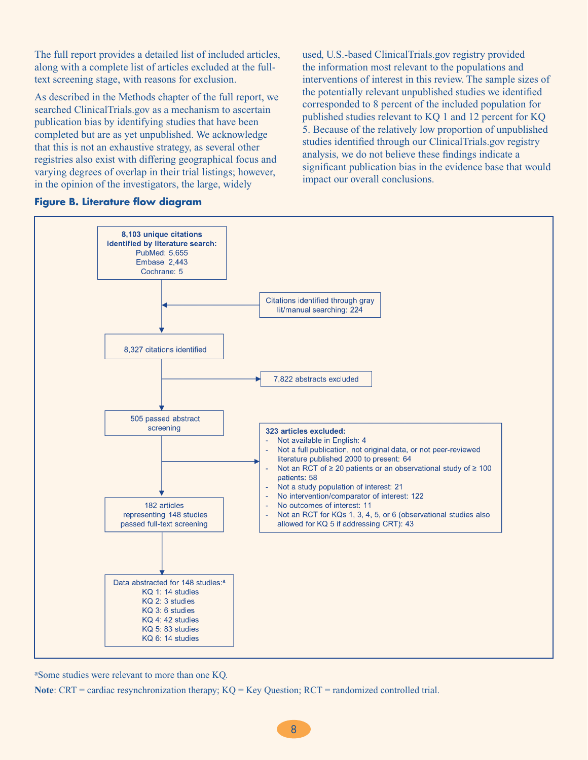The full report provides a detailed list of included articles, along with a complete list of articles excluded at the full-text screening stage, with reasons for exclusion.

As described in the Methods chapter of the full report, we searched ClinicalTrials.gov as a mechanism to ascertain publication bias by identifying studies that have been completed but are as yet unpublished. We acknowledge that this is not an exhaustive strategy, as several other registries also exist with differing geographical focus and varying degrees of overlap in their trial listings; however, in the opinion of the investigators, the large, widely used, U.S.-based ClinicalTrials.gov registry provided the information most relevant to the populations and interventions of interest in this review. The sample sizes of the potentially relevant unpublished studies we identified corresponded to 8 percent of the included population for published studies relevant to KQ 1 and 12 percent for KQ 5. Because of the relatively low proportion of unpublished studies identified through our ClinicalTrials.gov registry analysis, we do not believe these findings indicate a significant publication bias in the evidence base that would impact our overall conclusions.

**Figure B. Literature flow diagram**

**8,103 unique citations identified by literature search:**
PubMed: 5,655
Embase: 2,443
Cochrane: 5

→ Citations identified through gray lit/manual searching: 224

8,327 citations identified

→ 7,822 abstracts excluded

505 passed abstract screening

→ **323 articles excluded:**
- Not available in English: 4
- Not a full publication, not original data, or not peer-reviewed literature published 2000 to present: 64
- Not an RCT of ≥ 20 patients or an observational study of ≥ 100 patients: 58
- Not a study population of interest: 21
- No intervention/comparator of interest: 122
- No outcomes of interest: 11
- Not an RCT for KQs 1, 3, 4, 5, or 6 (observational studies also allowed for KQ 5 if addressing CRT): 43

182 articles representing 148 studies passed full-text screening

Data abstracted for 148 studies:[a]
KQ 1: 14 studies
KQ 2: 3 studies
KQ 3: 6 studies
KQ 4: 42 studies
KQ 5: 83 studies
KQ 6: 14 studies

[a]Some studies were relevant to more than one KQ.

**Note**: CRT = cardiac resynchronization therapy; KQ = Key Question; RCT = randomized controlled trial.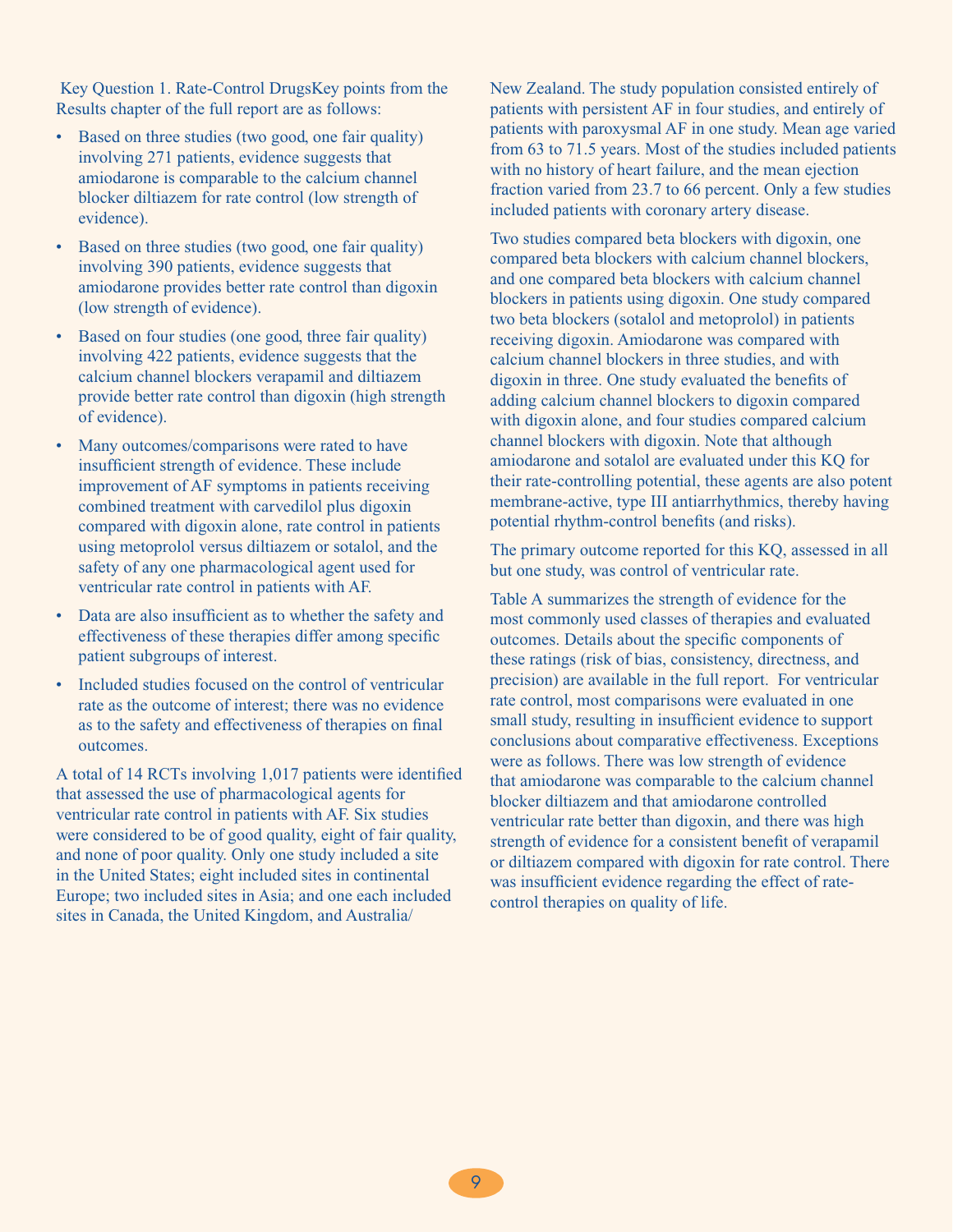Key Question 1. Rate-Control DrugsKey points from the Results chapter of the full report are as follows:

- Based on three studies (two good, one fair quality) involving 271 patients, evidence suggests that amiodarone is comparable to the calcium channel blocker diltiazem for rate control (low strength of evidence).
- Based on three studies (two good, one fair quality) involving 390 patients, evidence suggests that amiodarone provides better rate control than digoxin (low strength of evidence).
- Based on four studies (one good, three fair quality) involving 422 patients, evidence suggests that the calcium channel blockers verapamil and diltiazem provide better rate control than digoxin (high strength of evidence).
- Many outcomes/comparisons were rated to have insufficient strength of evidence. These include improvement of AF symptoms in patients receiving combined treatment with carvedilol plus digoxin compared with digoxin alone, rate control in patients using metoprolol versus diltiazem or sotalol, and the safety of any one pharmacological agent used for ventricular rate control in patients with AF.
- Data are also insufficient as to whether the safety and effectiveness of these therapies differ among specific patient subgroups of interest.
- Included studies focused on the control of ventricular rate as the outcome of interest; there was no evidence as to the safety and effectiveness of therapies on final outcomes.

A total of 14 RCTs involving 1,017 patients were identified that assessed the use of pharmacological agents for ventricular rate control in patients with AF. Six studies were considered to be of good quality, eight of fair quality, and none of poor quality. Only one study included a site in the United States; eight included sites in continental Europe; two included sites in Asia; and one each included sites in Canada, the United Kingdom, and Australia/New Zealand. The study population consisted entirely of patients with persistent AF in four studies, and entirely of patients with paroxysmal AF in one study. Mean age varied from 63 to 71.5 years. Most of the studies included patients with no history of heart failure, and the mean ejection fraction varied from 23.7 to 66 percent. Only a few studies included patients with coronary artery disease.

Two studies compared beta blockers with digoxin, one compared beta blockers with calcium channel blockers, and one compared beta blockers with calcium channel blockers in patients using digoxin. One study compared two beta blockers (sotalol and metoprolol) in patients receiving digoxin. Amiodarone was compared with calcium channel blockers in three studies, and with digoxin in three. One study evaluated the benefits of adding calcium channel blockers to digoxin compared with digoxin alone, and four studies compared calcium channel blockers with digoxin. Note that although amiodarone and sotalol are evaluated under this KQ for their rate-controlling potential, these agents are also potent membrane-active, type III antiarrhythmics, thereby having potential rhythm-control benefits (and risks).

The primary outcome reported for this KQ, assessed in all but one study, was control of ventricular rate.

Table A summarizes the strength of evidence for the most commonly used classes of therapies and evaluated outcomes. Details about the specific components of these ratings (risk of bias, consistency, directness, and precision) are available in the full report. For ventricular rate control, most comparisons were evaluated in one small study, resulting in insufficient evidence to support conclusions about comparative effectiveness. Exceptions were as follows. There was low strength of evidence that amiodarone was comparable to the calcium channel blocker diltiazem and that amiodarone controlled ventricular rate better than digoxin, and there was high strength of evidence for a consistent benefit of verapamil or diltiazem compared with digoxin for rate control. There was insufficient evidence regarding the effect of rate-control therapies on quality of life.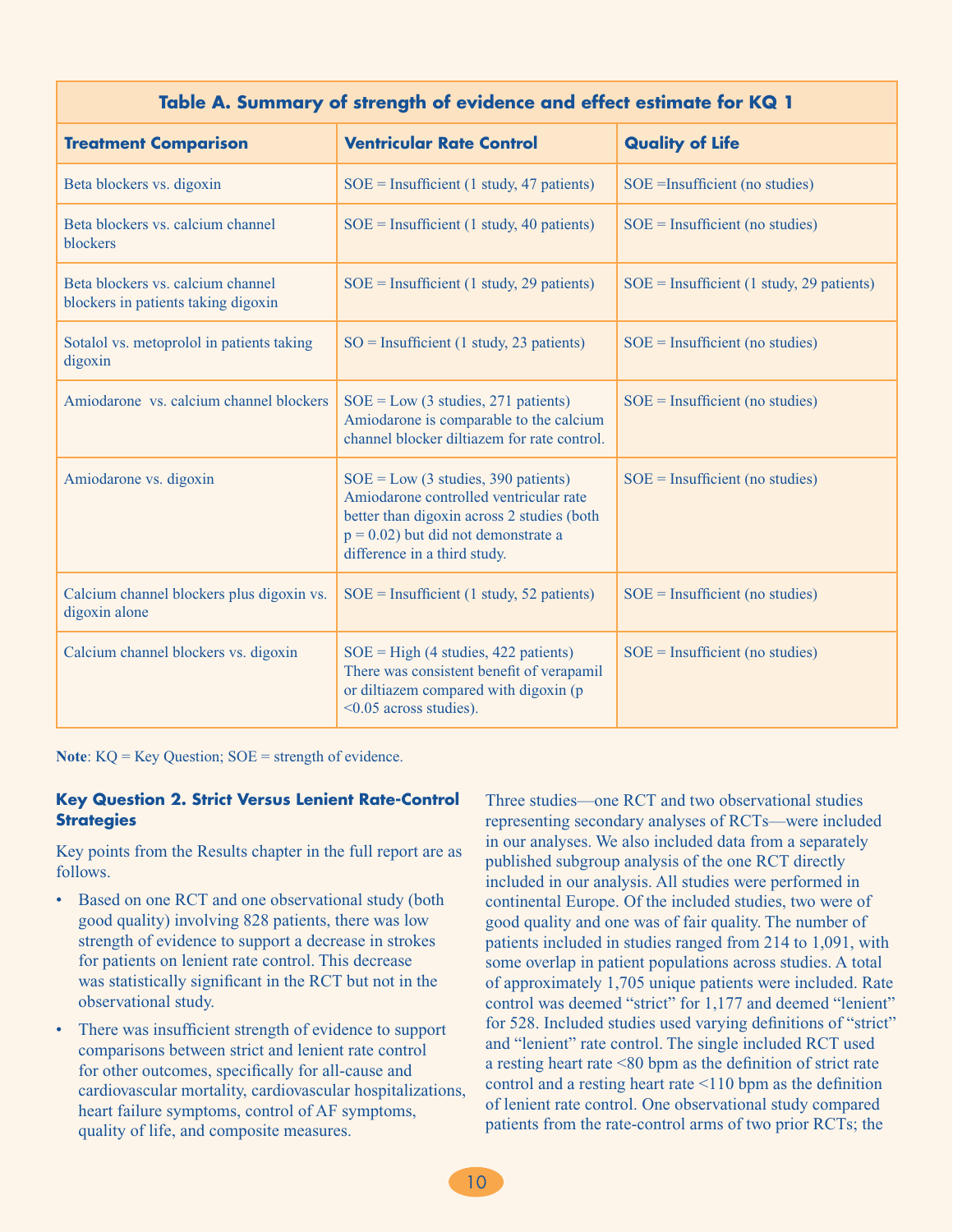| Table A. Summary of strength of evidence and effect estimate for KQ 1 | | |
|---|---|---|
| **Treatment Comparison** | **Ventricular Rate Control** | **Quality of Life** |
| Beta blockers vs. digoxin | SOE = Insufficient (1 study, 47 patients) | SOE =Insufficient (no studies) |
| Beta blockers vs. calcium channel blockers | SOE = Insufficient (1 study, 40 patients) | SOE = Insufficient (no studies) |
| Beta blockers vs. calcium channel blockers in patients taking digoxin | SOE = Insufficient (1 study, 29 patients) | SOE = Insufficient (1 study, 29 patients) |
| Sotalol vs. metoprolol in patients taking digoxin | SO = Insufficient (1 study, 23 patients) | SOE = Insufficient (no studies) |
| Amiodarone vs. calcium channel blockers | SOE = Low (3 studies, 271 patients) Amiodarone is comparable to the calcium channel blocker diltiazem for rate control. | SOE = Insufficient (no studies) |
| Amiodarone vs. digoxin | SOE = Low (3 studies, 390 patients) Amiodarone controlled ventricular rate better than digoxin across 2 studies (both p = 0.02) but did not demonstrate a difference in a third study. | SOE = Insufficient (no studies) |
| Calcium channel blockers plus digoxin vs. digoxin alone | SOE = Insufficient (1 study, 52 patients) | SOE = Insufficient (no studies) |
| Calcium channel blockers vs. digoxin | SOE = High (4 studies, 422 patients) There was consistent benefit of verapamil or diltiazem compared with digoxin (p <0.05 across studies). | SOE = Insufficient (no studies) |

**Note**: KQ = Key Question; SOE = strength of evidence.

### Key Question 2. Strict Versus Lenient Rate-Control Strategies

Key points from the Results chapter in the full report are as follows.

- Based on one RCT and one observational study (both good quality) involving 828 patients, there was low strength of evidence to support a decrease in strokes for patients on lenient rate control. This decrease was statistically significant in the RCT but not in the observational study.
- There was insufficient strength of evidence to support comparisons between strict and lenient rate control for other outcomes, specifically for all-cause and cardiovascular mortality, cardiovascular hospitalizations, heart failure symptoms, control of AF symptoms, quality of life, and composite measures.

Three studies—one RCT and two observational studies representing secondary analyses of RCTs—were included in our analyses. We also included data from a separately published subgroup analysis of the one RCT directly included in our analysis. All studies were performed in continental Europe. Of the included studies, two were of good quality and one was of fair quality. The number of patients included in studies ranged from 214 to 1,091, with some overlap in patient populations across studies. A total of approximately 1,705 unique patients were included. Rate control was deemed "strict" for 1,177 and deemed "lenient" for 528. Included studies used varying definitions of "strict" and "lenient" rate control. The single included RCT used a resting heart rate <80 bpm as the definition of strict rate control and a resting heart rate <110 bpm as the definition of lenient rate control. One observational study compared patients from the rate-control arms of two prior RCTs; the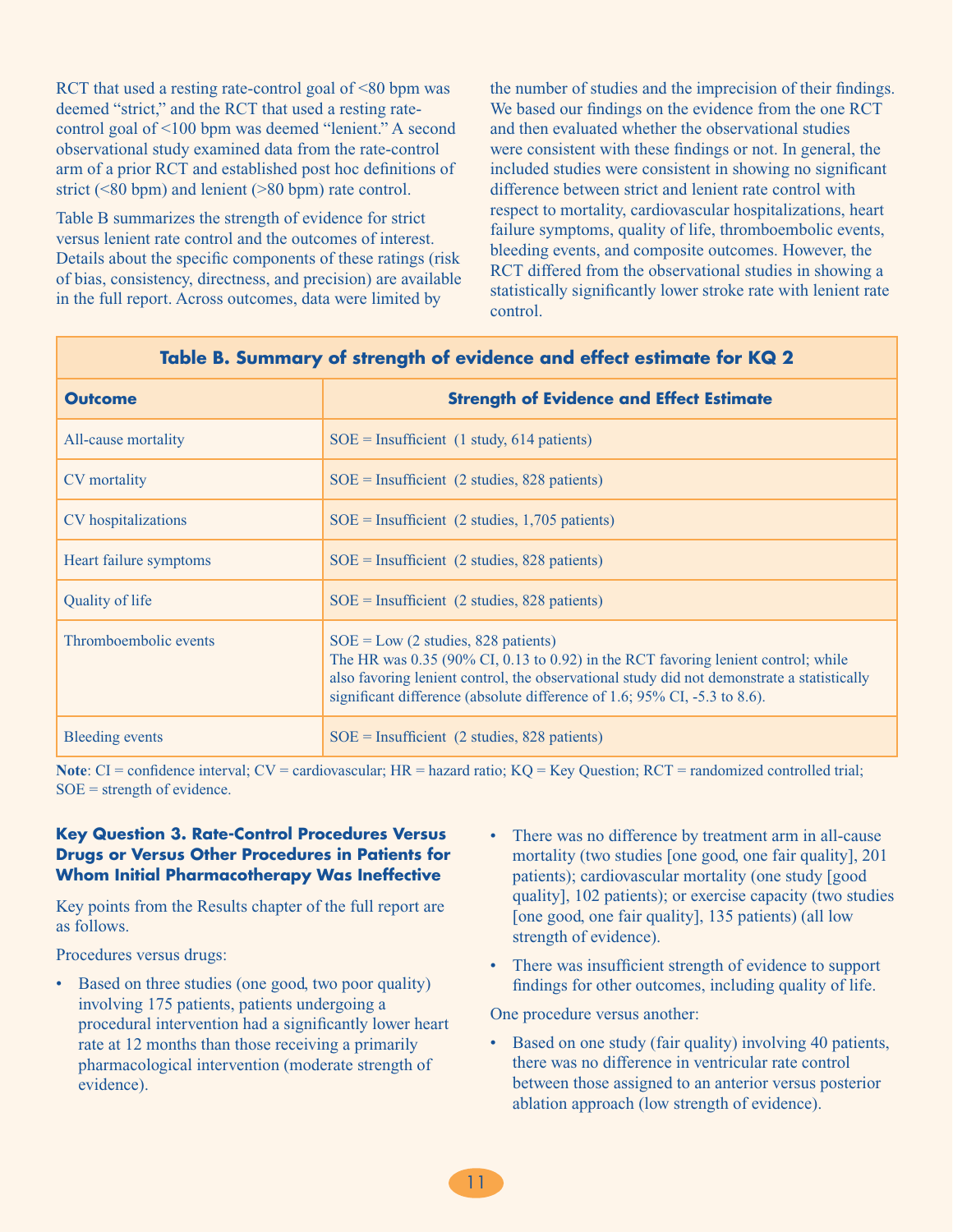RCT that used a resting rate-control goal of <80 bpm was deemed "strict," and the RCT that used a resting rate-control goal of <100 bpm was deemed "lenient." A second observational study examined data from the rate-control arm of a prior RCT and established post hoc definitions of strict (<80 bpm) and lenient (>80 bpm) rate control.

Table B summarizes the strength of evidence for strict versus lenient rate control and the outcomes of interest. Details about the specific components of these ratings (risk of bias, consistency, directness, and precision) are available in the full report. Across outcomes, data were limited by the number of studies and the imprecision of their findings. We based our findings on the evidence from the one RCT and then evaluated whether the observational studies were consistent with these findings or not. In general, the included studies were consistent in showing no significant difference between strict and lenient rate control with respect to mortality, cardiovascular hospitalizations, heart failure symptoms, quality of life, thromboembolic events, bleeding events, and composite outcomes. However, the RCT differed from the observational studies in showing a statistically significantly lower stroke rate with lenient rate control.

**Table B. Summary of strength of evidence and effect estimate for KQ 2**

| Outcome | Strength of Evidence and Effect Estimate |
|---|---|
| All-cause mortality | SOE = Insufficient (1 study, 614 patients) |
| CV mortality | SOE = Insufficient (2 studies, 828 patients) |
| CV hospitalizations | SOE = Insufficient (2 studies, 1,705 patients) |
| Heart failure symptoms | SOE = Insufficient (2 studies, 828 patients) |
| Quality of life | SOE = Insufficient (2 studies, 828 patients) |
| Thromboembolic events | SOE = Low (2 studies, 828 patients) The HR was 0.35 (90% CI, 0.13 to 0.92) in the RCT favoring lenient control; while also favoring lenient control, the observational study did not demonstrate a statistically significant difference (absolute difference of 1.6; 95% CI, -5.3 to 8.6). |
| Bleeding events | SOE = Insufficient (2 studies, 828 patients) |

**Note**: CI = confidence interval; CV = cardiovascular; HR = hazard ratio; KQ = Key Question; RCT = randomized controlled trial; SOE = strength of evidence.

### Key Question 3. Rate-Control Procedures Versus Drugs or Versus Other Procedures in Patients for Whom Initial Pharmacotherapy Was Ineffective

Key points from the Results chapter of the full report are as follows.

Procedures versus drugs:

- Based on three studies (one good, two poor quality) involving 175 patients, patients undergoing a procedural intervention had a significantly lower heart rate at 12 months than those receiving a primarily pharmacological intervention (moderate strength of evidence).
- There was no difference by treatment arm in all-cause mortality (two studies [one good, one fair quality], 201 patients); cardiovascular mortality (one study [good quality], 102 patients); or exercise capacity (two studies [one good, one fair quality], 135 patients) (all low strength of evidence).
- There was insufficient strength of evidence to support findings for other outcomes, including quality of life.

One procedure versus another:

- Based on one study (fair quality) involving 40 patients, there was no difference in ventricular rate control between those assigned to an anterior versus posterior ablation approach (low strength of evidence).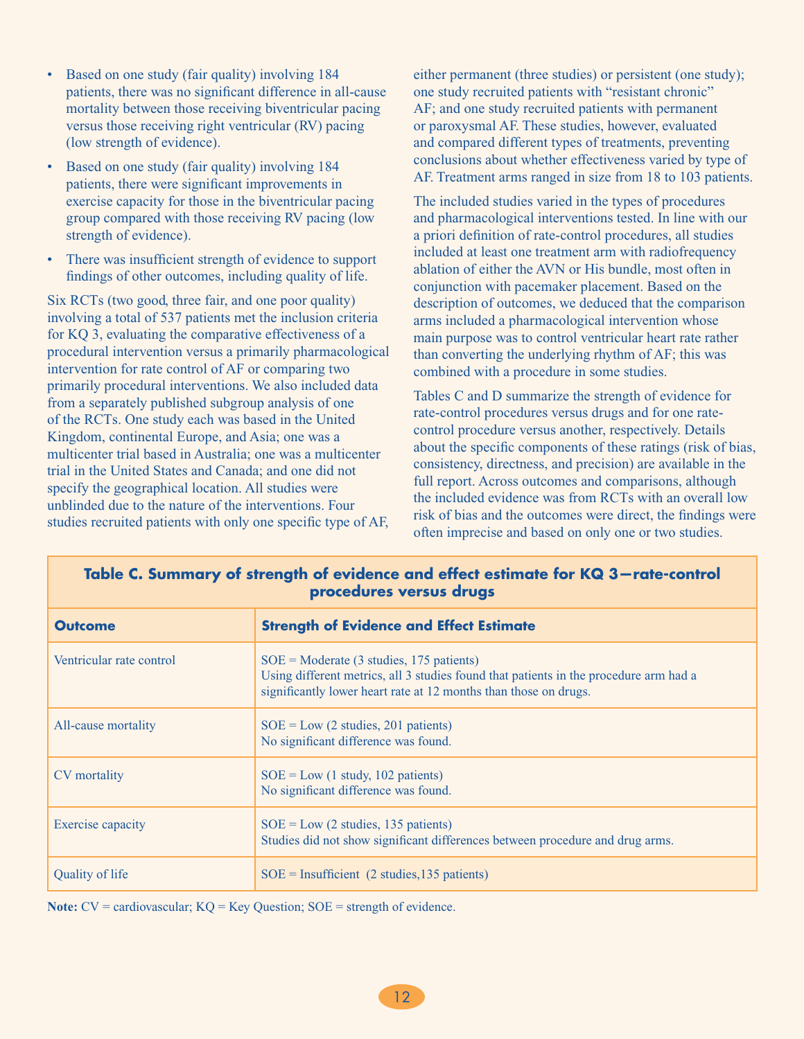- Based on one study (fair quality) involving 184 patients, there was no significant difference in all-cause mortality between those receiving biventricular pacing versus those receiving right ventricular (RV) pacing (low strength of evidence).
- Based on one study (fair quality) involving 184 patients, there were significant improvements in exercise capacity for those in the biventricular pacing group compared with those receiving RV pacing (low strength of evidence).
- There was insufficient strength of evidence to support findings of other outcomes, including quality of life.

Six RCTs (two good, three fair, and one poor quality) involving a total of 537 patients met the inclusion criteria for KQ 3, evaluating the comparative effectiveness of a procedural intervention versus a primarily pharmacological intervention for rate control of AF or comparing two primarily procedural interventions. We also included data from a separately published subgroup analysis of one of the RCTs. One study each was based in the United Kingdom, continental Europe, and Asia; one was a multicenter trial based in Australia; one was a multicenter trial in the United States and Canada; and one did not specify the geographical location. All studies were unblinded due to the nature of the interventions. Four studies recruited patients with only one specific type of AF, either permanent (three studies) or persistent (one study); one study recruited patients with "resistant chronic" AF; and one study recruited patients with permanent or paroxysmal AF. These studies, however, evaluated and compared different types of treatments, preventing conclusions about whether effectiveness varied by type of AF. Treatment arms ranged in size from 18 to 103 patients.

The included studies varied in the types of procedures and pharmacological interventions tested. In line with our a priori definition of rate-control procedures, all studies included at least one treatment arm with radiofrequency ablation of either the AVN or His bundle, most often in conjunction with pacemaker placement. Based on the description of outcomes, we deduced that the comparison arms included a pharmacological intervention whose main purpose was to control ventricular heart rate rather than converting the underlying rhythm of AF; this was combined with a procedure in some studies.

Tables C and D summarize the strength of evidence for rate-control procedures versus drugs and for one rate-control procedure versus another, respectively. Details about the specific components of these ratings (risk of bias, consistency, directness, and precision) are available in the full report. Across outcomes and comparisons, although the included evidence was from RCTs with an overall low risk of bias and the outcomes were direct, the findings were often imprecise and based on only one or two studies.

**Table C. Summary of strength of evidence and effect estimate for KQ 3—rate-control procedures versus drugs**

| Outcome | Strength of Evidence and Effect Estimate |
|---|---|
| Ventricular rate control | SOE = Moderate (3 studies, 175 patients)<br>Using different metrics, all 3 studies found that patients in the procedure arm had a significantly lower heart rate at 12 months than those on drugs. |
| All-cause mortality | SOE = Low (2 studies, 201 patients)<br>No significant difference was found. |
| CV mortality | SOE = Low (1 study, 102 patients)<br>No significant difference was found. |
| Exercise capacity | SOE = Low (2 studies, 135 patients)<br>Studies did not show significant differences between procedure and drug arms. |
| Quality of life | SOE = Insufficient (2 studies,135 patients) |

**Note:** CV = cardiovascular; KQ = Key Question; SOE = strength of evidence.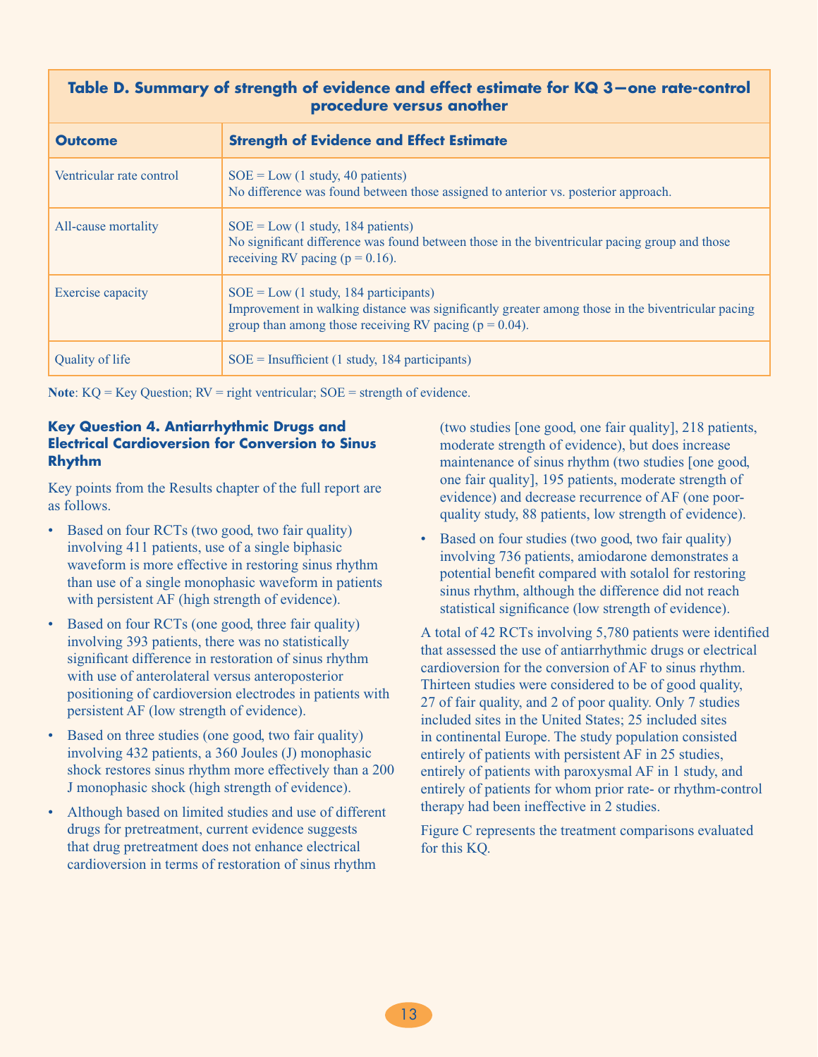**Table D. Summary of strength of evidence and effect estimate for KQ 3—one rate-control procedure versus another**

| Outcome | Strength of Evidence and Effect Estimate |
|---|---|
| Ventricular rate control | SOE = Low (1 study, 40 patients)<br>No difference was found between those assigned to anterior vs. posterior approach. |
| All-cause mortality | SOE = Low (1 study, 184 patients)<br>No significant difference was found between those in the biventricular pacing group and those receiving RV pacing (p = 0.16). |
| Exercise capacity | SOE = Low (1 study, 184 participants)<br>Improvement in walking distance was significantly greater among those in the biventricular pacing group than among those receiving RV pacing (p = 0.04). |
| Quality of life | SOE = Insufficient (1 study, 184 participants) |

**Note**: KQ = Key Question; RV = right ventricular; SOE = strength of evidence.

### Key Question 4. Antiarrhythmic Drugs and Electrical Cardioversion for Conversion to Sinus Rhythm

Key points from the Results chapter of the full report are as follows.

- Based on four RCTs (two good, two fair quality) involving 411 patients, use of a single biphasic waveform is more effective in restoring sinus rhythm than use of a single monophasic waveform in patients with persistent AF (high strength of evidence).
- Based on four RCTs (one good, three fair quality) involving 393 patients, there was no statistically significant difference in restoration of sinus rhythm with use of anterolateral versus anteroposterior positioning of cardioversion electrodes in patients with persistent AF (low strength of evidence).
- Based on three studies (one good, two fair quality) involving 432 patients, a 360 Joules (J) monophasic shock restores sinus rhythm more effectively than a 200 J monophasic shock (high strength of evidence).
- Although based on limited studies and use of different drugs for pretreatment, current evidence suggests that drug pretreatment does not enhance electrical cardioversion in terms of restoration of sinus rhythm (two studies [one good, one fair quality], 218 patients, moderate strength of evidence), but does increase maintenance of sinus rhythm (two studies [one good, one fair quality], 195 patients, moderate strength of evidence) and decrease recurrence of AF (one poor-quality study, 88 patients, low strength of evidence).
- Based on four studies (two good, two fair quality) involving 736 patients, amiodarone demonstrates a potential benefit compared with sotalol for restoring sinus rhythm, although the difference did not reach statistical significance (low strength of evidence).

A total of 42 RCTs involving 5,780 patients were identified that assessed the use of antiarrhythmic drugs or electrical cardioversion for the conversion of AF to sinus rhythm. Thirteen studies were considered to be of good quality, 27 of fair quality, and 2 of poor quality. Only 7 studies included sites in the United States; 25 included sites in continental Europe. The study population consisted entirely of patients with persistent AF in 25 studies, entirely of patients with paroxysmal AF in 1 study, and entirely of patients for whom prior rate- or rhythm-control therapy had been ineffective in 2 studies.

Figure C represents the treatment comparisons evaluated for this KQ.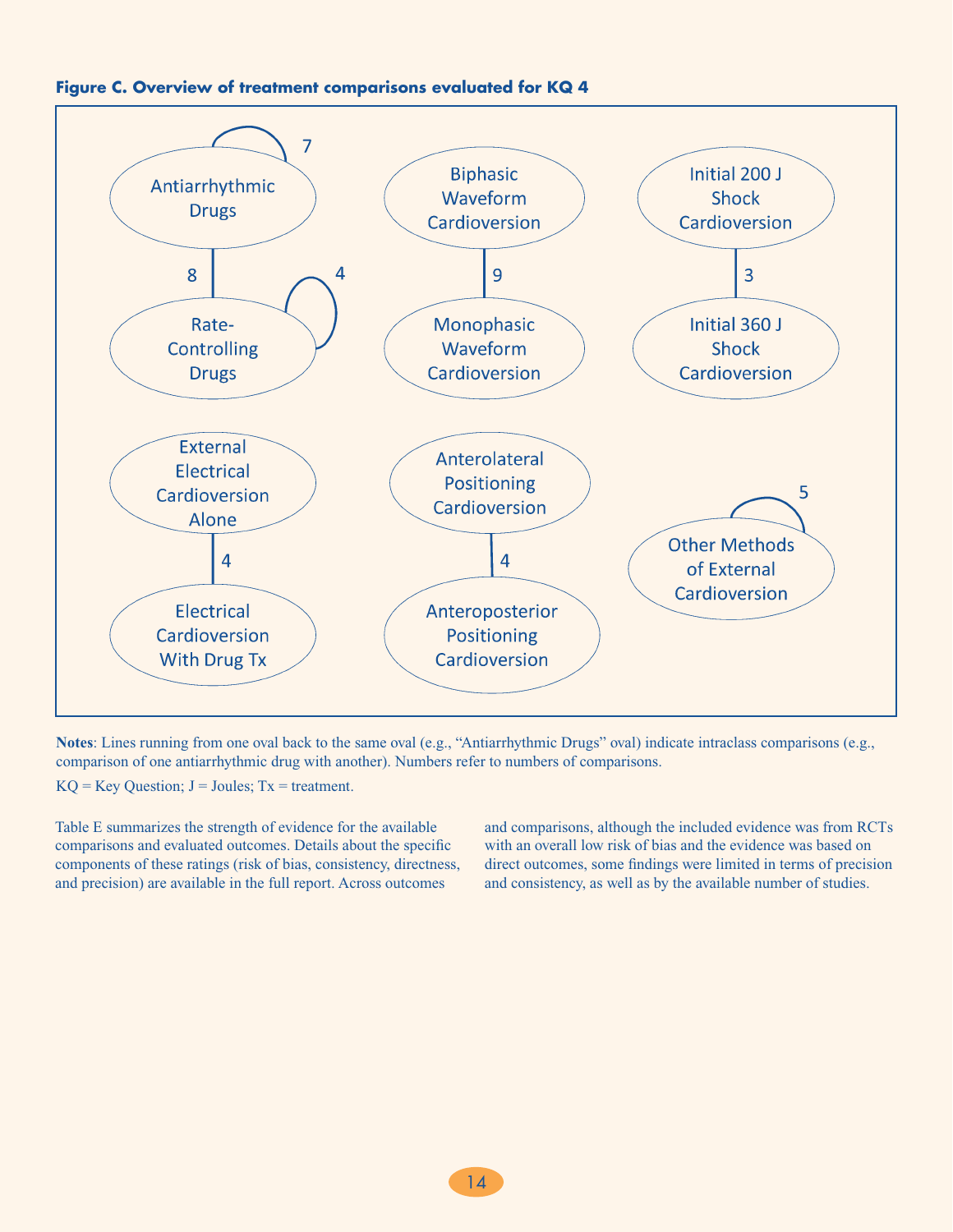**Figure C. Overview of treatment comparisons evaluated for KQ 4**

Antiarrhythmic Drugs (7)

8

Rate-Controlling Drugs (4)

Biphasic Waveform Cardioversion

9

Monophasic Waveform Cardioversion

Initial 200 J Shock Cardioversion

3

Initial 360 J Shock Cardioversion

External Electrical Cardioversion Alone

4

Electrical Cardioversion With Drug Tx

Anterolateral Positioning Cardioversion

4

Anteroposterior Positioning Cardioversion

Other Methods of External Cardioversion (5)

**Notes**: Lines running from one oval back to the same oval (e.g., "Antiarrhythmic Drugs" oval) indicate intraclass comparisons (e.g., comparison of one antiarrhythmic drug with another). Numbers refer to numbers of comparisons.

KQ = Key Question; J = Joules; Tx = treatment.

Table E summarizes the strength of evidence for the available comparisons and evaluated outcomes. Details about the specific components of these ratings (risk of bias, consistency, directness, and precision) are available in the full report. Across outcomes and comparisons, although the included evidence was from RCTs with an overall low risk of bias and the evidence was based on direct outcomes, some findings were limited in terms of precision and consistency, as well as by the available number of studies.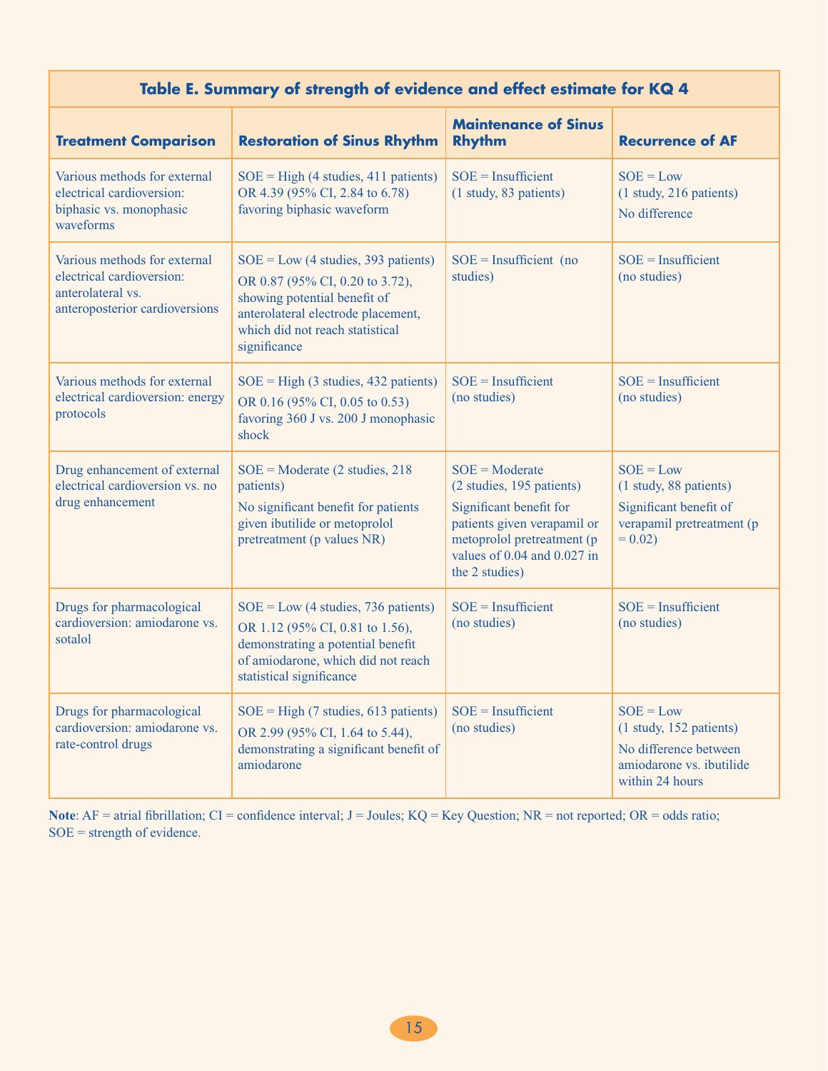**Table E. Summary of strength of evidence and effect estimate for KQ 4**

| Treatment Comparison | Restoration of Sinus Rhythm | Maintenance of Sinus Rhythm | Recurrence of AF |
| --- | --- | --- | --- |
| Various methods for external electrical cardioversion: biphasic vs. monophasic waveforms | SOE = High (4 studies, 411 patients) OR 4.39 (95% CI, 2.84 to 6.78) favoring biphasic waveform | SOE = Insufficient (1 study, 83 patients) | SOE = Low (1 study, 216 patients) No difference |
| Various methods for external electrical cardioversion: anterolateral vs. anteroposterior cardioversions | SOE = Low (4 studies, 393 patients) OR 0.87 (95% CI, 0.20 to 3.72), showing potential benefit of anterolateral electrode placement, which did not reach statistical significance | SOE = Insufficient (no studies) | SOE = Insufficient (no studies) |
| Various methods for external electrical cardioversion: energy protocols | SOE = High (3 studies, 432 patients) OR 0.16 (95% CI, 0.05 to 0.53) favoring 360 J vs. 200 J monophasic shock | SOE = Insufficient (no studies) | SOE = Insufficient (no studies) |
| Drug enhancement of external electrical cardioversion vs. no drug enhancement | SOE = Moderate (2 studies, 218 patients) No significant benefit for patients given ibutilide or metoprolol pretreatment (p values NR) | SOE = Moderate (2 studies, 195 patients) Significant benefit for patients given verapamil or metoprolol pretreatment (p values of 0.04 and 0.027 in the 2 studies) | SOE = Low (1 study, 88 patients) Significant benefit of verapamil pretreatment (p = 0.02) |
| Drugs for pharmacological cardioversion: amiodarone vs. sotalol | SOE = Low (4 studies, 736 patients) OR 1.12 (95% CI, 0.81 to 1.56), demonstrating a potential benefit of amiodarone, which did not reach statistical significance | SOE = Insufficient (no studies) | SOE = Insufficient (no studies) |
| Drugs for pharmacological cardioversion: amiodarone vs. rate-control drugs | SOE = High (7 studies, 613 patients) OR 2.99 (95% CI, 1.64 to 5.44), demonstrating a significant benefit of amiodarone | SOE = Insufficient (no studies) | SOE = Low (1 study, 152 patients) No difference between amiodarone vs. ibutilide within 24 hours |

**Note**: AF = atrial fibrillation; CI = confidence interval; J = Joules; KQ = Key Question; NR = not reported; OR = odds ratio; SOE = strength of evidence.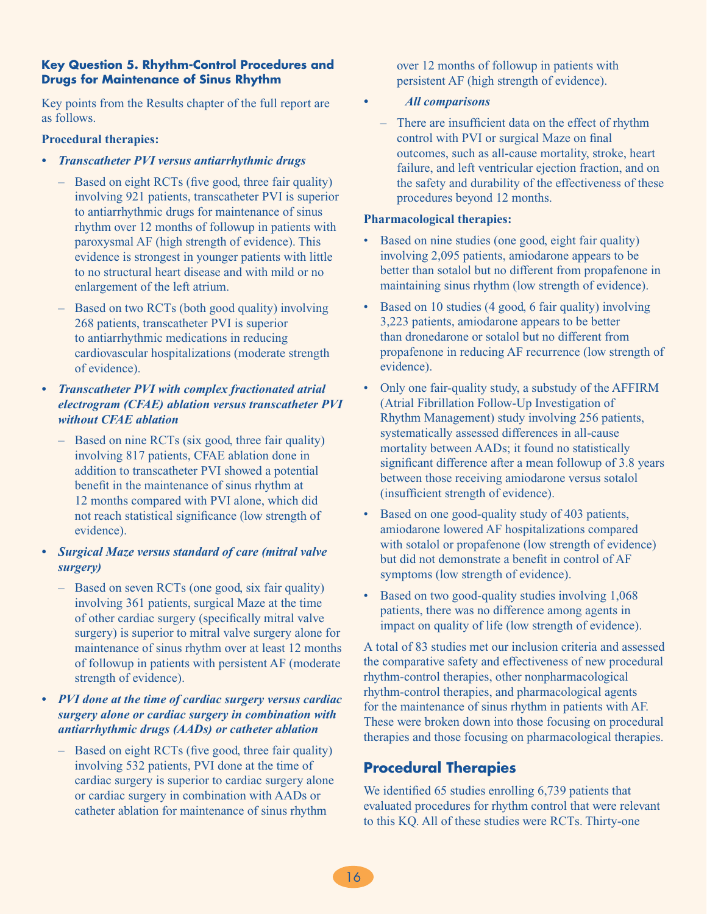### Key Question 5. Rhythm-Control Procedures and Drugs for Maintenance of Sinus Rhythm

Key points from the Results chapter of the full report are as follows.

**Procedural therapies:**

- ***Transcatheter PVI versus antiarrhythmic drugs***
  - Based on eight RCTs (five good, three fair quality) involving 921 patients, transcatheter PVI is superior to antiarrhythmic drugs for maintenance of sinus rhythm over 12 months of followup in patients with paroxysmal AF (high strength of evidence). This evidence is strongest in younger patients with little to no structural heart disease and with mild or no enlargement of the left atrium.
  - Based on two RCTs (both good quality) involving 268 patients, transcatheter PVI is superior to antiarrhythmic medications in reducing cardiovascular hospitalizations (moderate strength of evidence).
- ***Transcatheter PVI with complex fractionated atrial electrogram (CFAE) ablation versus transcatheter PVI without CFAE ablation***
  - Based on nine RCTs (six good, three fair quality) involving 817 patients, CFAE ablation done in addition to transcatheter PVI showed a potential benefit in the maintenance of sinus rhythm at 12 months compared with PVI alone, which did not reach statistical significance (low strength of evidence).
- ***Surgical Maze versus standard of care (mitral valve surgery)***
  - Based on seven RCTs (one good, six fair quality) involving 361 patients, surgical Maze at the time of other cardiac surgery (specifically mitral valve surgery) is superior to mitral valve surgery alone for maintenance of sinus rhythm over at least 12 months of followup in patients with persistent AF (moderate strength of evidence).
- ***PVI done at the time of cardiac surgery versus cardiac surgery alone or cardiac surgery in combination with antiarrhythmic drugs (AADs) or catheter ablation***
  - Based on eight RCTs (five good, three fair quality) involving 532 patients, PVI done at the time of cardiac surgery is superior to cardiac surgery alone or cardiac surgery in combination with AADs or catheter ablation for maintenance of sinus rhythm over 12 months of followup in patients with persistent AF (high strength of evidence).
- ***All comparisons***
  - There are insufficient data on the effect of rhythm control with PVI or surgical Maze on final outcomes, such as all-cause mortality, stroke, heart failure, and left ventricular ejection fraction, and on the safety and durability of the effectiveness of these procedures beyond 12 months.

**Pharmacological therapies:**

- Based on nine studies (one good, eight fair quality) involving 2,095 patients, amiodarone appears to be better than sotalol but no different from propafenone in maintaining sinus rhythm (low strength of evidence).
- Based on 10 studies (4 good, 6 fair quality) involving 3,223 patients, amiodarone appears to be better than dronedarone or sotalol but no different from propafenone in reducing AF recurrence (low strength of evidence).
- Only one fair-quality study, a substudy of the AFFIRM (Atrial Fibrillation Follow-Up Investigation of Rhythm Management) study involving 256 patients, systematically assessed differences in all-cause mortality between AADs; it found no statistically significant difference after a mean followup of 3.8 years between those receiving amiodarone versus sotalol (insufficient strength of evidence).
- Based on one good-quality study of 403 patients, amiodarone lowered AF hospitalizations compared with sotalol or propafenone (low strength of evidence) but did not demonstrate a benefit in control of AF symptoms (low strength of evidence).
- Based on two good-quality studies involving 1,068 patients, there was no difference among agents in impact on quality of life (low strength of evidence).

A total of 83 studies met our inclusion criteria and assessed the comparative safety and effectiveness of new procedural rhythm-control therapies, other nonpharmacological rhythm-control therapies, and pharmacological agents for the maintenance of sinus rhythm in patients with AF. These were broken down into those focusing on procedural therapies and those focusing on pharmacological therapies.

## Procedural Therapies

We identified 65 studies enrolling 6,739 patients that evaluated procedures for rhythm control that were relevant to this KQ. All of these studies were RCTs. Thirty-one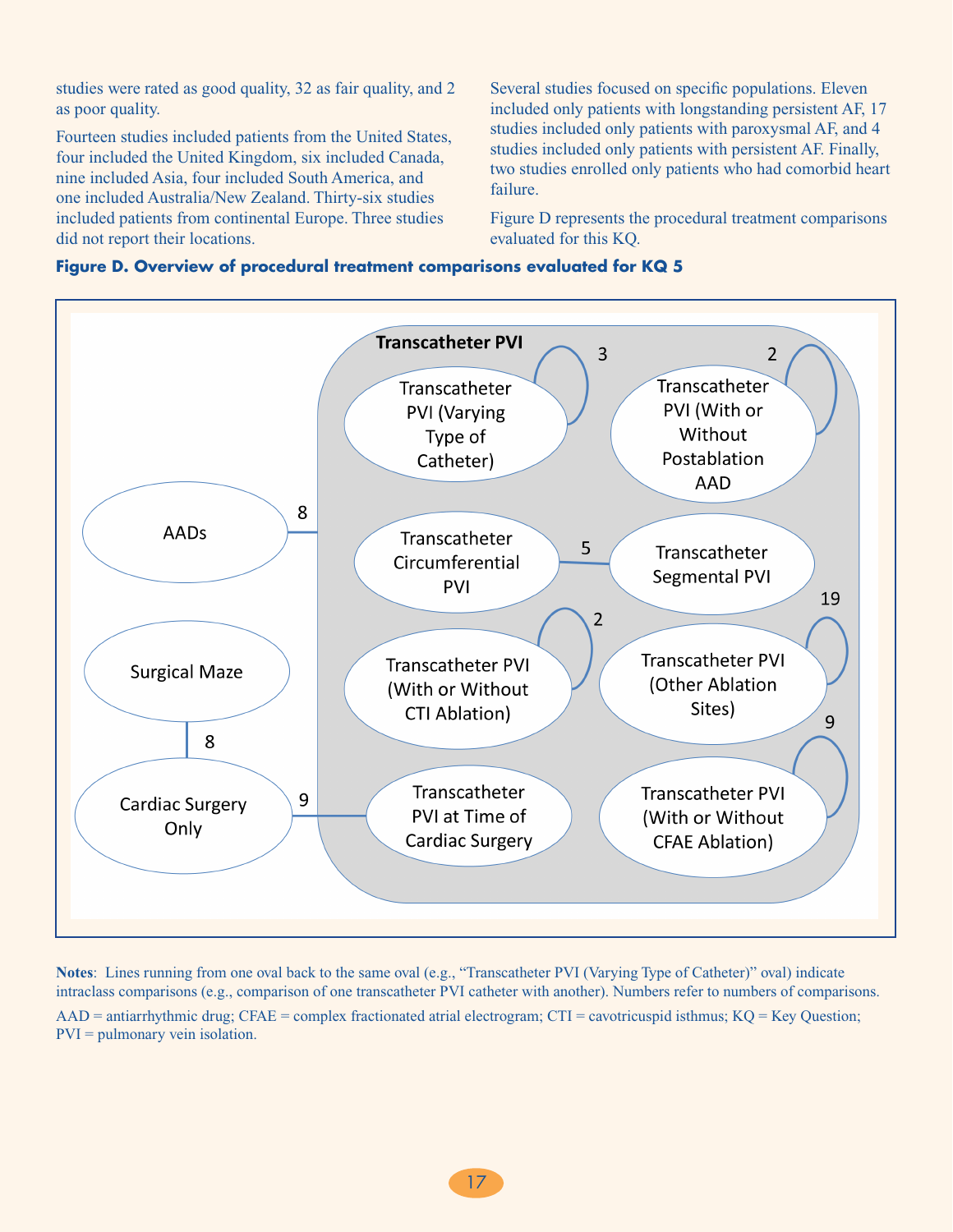studies were rated as good quality, 32 as fair quality, and 2 as poor quality.

Fourteen studies included patients from the United States, four included the United Kingdom, six included Canada, nine included Asia, four included South America, and one included Australia/New Zealand. Thirty-six studies included patients from continental Europe. Three studies did not report their locations.

Several studies focused on specific populations. Eleven included only patients with longstanding persistent AF, 17 studies included only patients with paroxysmal AF, and 4 studies included only patients with persistent AF. Finally, two studies enrolled only patients who had comorbid heart failure.

Figure D represents the procedural treatment comparisons evaluated for this KQ.

**Figure D. Overview of procedural treatment comparisons evaluated for KQ 5**

Transcatheter PVI

Transcatheter PVI (Varying Type of Catheter) 3

Transcatheter PVI (With or Without Postablation AAD 2

AADs 8

Transcatheter Circumferential PVI 5 Transcatheter Segmental PVI

Surgical Maze

Transcatheter PVI (With or Without CTI Ablation) 2

Transcatheter PVI (Other Ablation Sites) 19

8

Cardiac Surgery Only 9 Transcatheter PVI at Time of Cardiac Surgery

Transcatheter PVI (With or Without CFAE Ablation) 9

**Notes**: Lines running from one oval back to the same oval (e.g., "Transcatheter PVI (Varying Type of Catheter)" oval) indicate intraclass comparisons (e.g., comparison of one transcatheter PVI catheter with another). Numbers refer to numbers of comparisons.

AAD = antiarrhythmic drug; CFAE = complex fractionated atrial electrogram; CTI = cavotricuspid isthmus; KQ = Key Question; PVI = pulmonary vein isolation.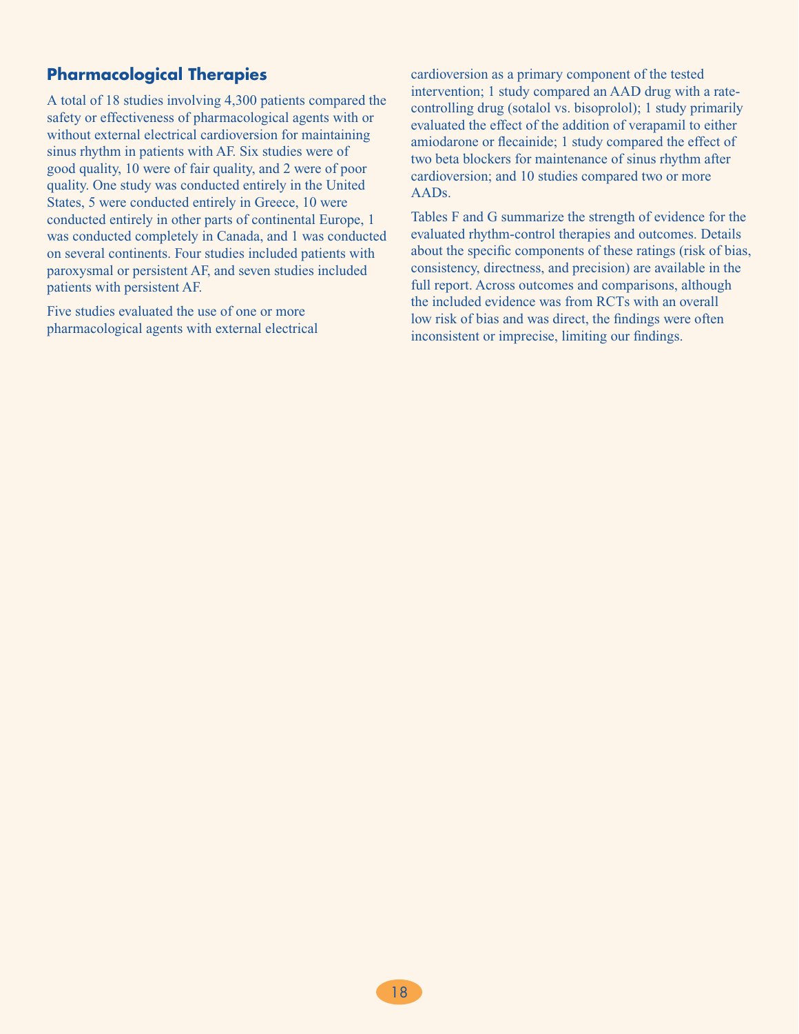## Pharmacological Therapies

A total of 18 studies involving 4,300 patients compared the safety or effectiveness of pharmacological agents with or without external electrical cardioversion for maintaining sinus rhythm in patients with AF. Six studies were of good quality, 10 were of fair quality, and 2 were of poor quality. One study was conducted entirely in the United States, 5 were conducted entirely in Greece, 10 were conducted entirely in other parts of continental Europe, 1 was conducted completely in Canada, and 1 was conducted on several continents. Four studies included patients with paroxysmal or persistent AF, and seven studies included patients with persistent AF.

Five studies evaluated the use of one or more pharmacological agents with external electrical cardioversion as a primary component of the tested intervention; 1 study compared an AAD drug with a rate-controlling drug (sotalol vs. bisoprolol); 1 study primarily evaluated the effect of the addition of verapamil to either amiodarone or flecainide; 1 study compared the effect of two beta blockers for maintenance of sinus rhythm after cardioversion; and 10 studies compared two or more AADs.

Tables F and G summarize the strength of evidence for the evaluated rhythm-control therapies and outcomes. Details about the specific components of these ratings (risk of bias, consistency, directness, and precision) are available in the full report. Across outcomes and comparisons, although the included evidence was from RCTs with an overall low risk of bias and was direct, the findings were often inconsistent or imprecise, limiting our findings.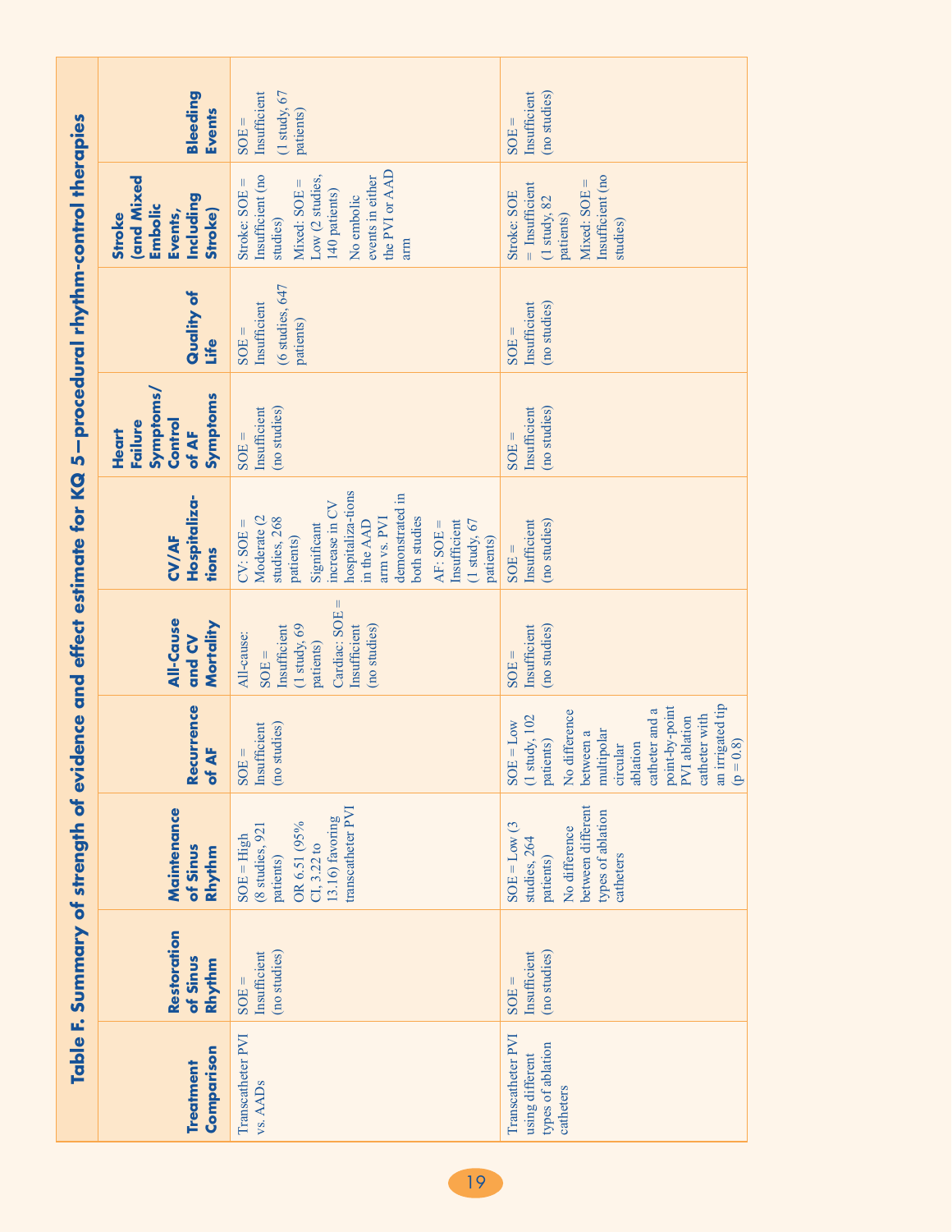## Table F. Summary of strength of evidence and effect estimate for KQ 5—procedural rhythm-control therapies

| Treatment Comparison | Restoration of Sinus Rhythm | Maintenance of Sinus Rhythm | Recurrence of AF | All-Cause and CV Mortality | CV/AF Hospitalizations | Heart Failure Symptoms/ Control of AF Symptoms | Quality of Life | Stroke (and Mixed Embolic Events, Including Stroke) | Bleeding Events |
|---|---|---|---|---|---|---|---|---|---|
| Transcatheter PVI vs. AADs | SOE = Insufficient (no studies) | SOE = High (8 studies, 921 patients) OR 6.51 (95% CI, 3.22 to 13.16) favoring transcatheter PVI | SOE = Insufficient (no studies) | All-cause: SOE = Insufficient (1 study, 69 patients) Cardiac: SOE = Insufficient (no studies) | CV: SOE = Moderate (2 studies, 268 patients) Significant increase in CV hospitaliza-tions in the AAD arm vs. PVI demonstrated in both studies AF: SOE = Insufficient (1 study, 67 patients) | SOE = Insufficient (no studies) | SOE = Insufficient (6 studies, 647 patients) | Stroke: SOE = Insufficient (no studies) Mixed: SOE = Low (2 studies, 140 patients) No embolic events in either the PVI or AAD arm | SOE = Insufficient (1 study, 67 patients) |
| Transcatheter PVI using different types of ablation catheters | SOE = Insufficient (no studies) | SOE = Low (3 studies, 264 patients) No difference between different types of ablation catheters | SOE = Low (1 study, 102 patients) No difference between a multipolar circular ablation catheter and a point-by-point PVI ablation catheter with an irrigated tip (p = 0.8) | SOE = Insufficient (no studies) | SOE = Insufficient (no studies) | SOE = Insufficient (no studies) | SOE = Insufficient (no studies) | Stroke: SOE = Insufficient (1 study, 82 patients) Mixed: SOE = Insufficient (no studies) | SOE = Insufficient (no studies) |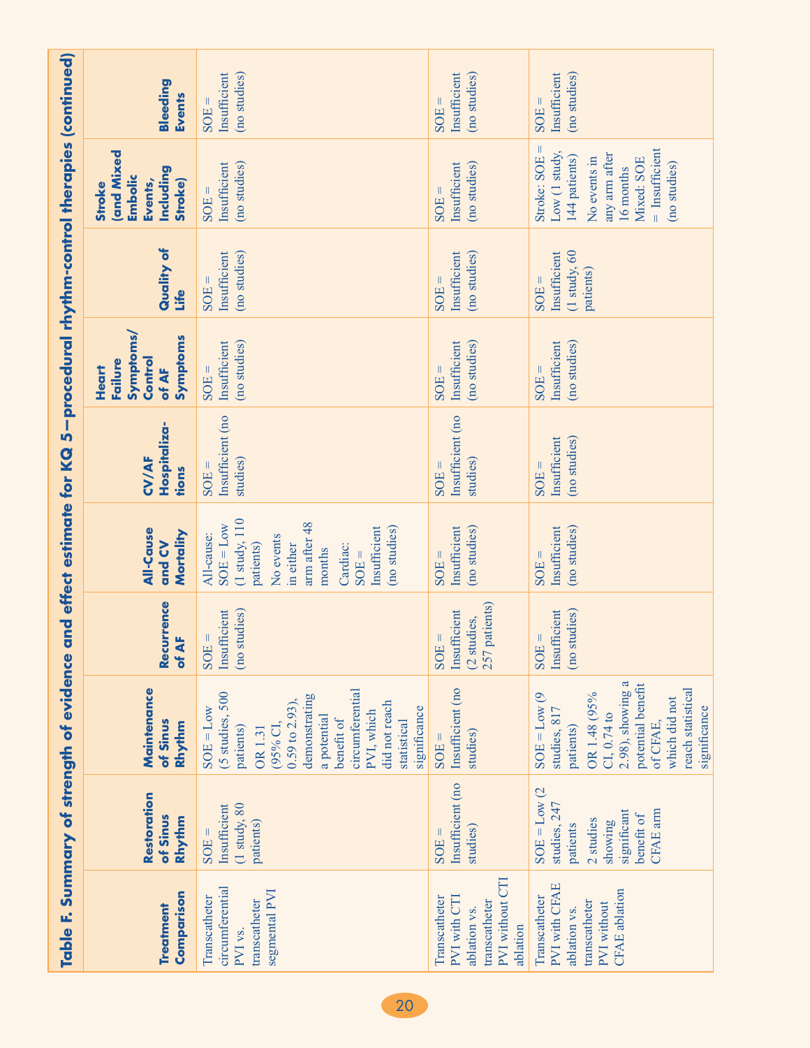## Table F. Summary of strength of evidence and effect estimate for KQ 5—procedural rhythm-control therapies (continued)

| Treatment Comparison | Restoration of Sinus Rhythm | Maintenance of Sinus Rhythm | Recurrence of AF | All-Cause and CV Mortality | CV/AF Hospitalizations | Heart Failure Symptoms/ Control of AF Symptoms | Quality of Life | Stroke (and Mixed Embolic Events, Including Stroke) | Bleeding Events |
|---|---|---|---|---|---|---|---|---|---|
| Transcatheter circumferential PVI vs. transcatheter segmental PVI | SOE = Insufficient (1 study, 80 patients) | SOE = Low (5 studies, 500 patients)<br>OR 1.31 (95% CI, 0.59 to 2.93), demonstrating a potential benefit of circumferential PVI, which did not reach statistical significance | SOE = Insufficient (no studies) | All-cause: SOE = Low (1 study, 110 patients)<br>No events in either arm after 48 months<br>Cardiac: SOE = Insufficient (no studies) | SOE = Insufficient (no studies) | SOE = Insufficient (no studies) | SOE = Insufficient (no studies) | SOE = Insufficient (no studies) | SOE = Insufficient (no studies) |
| Transcatheter PVI with CTI ablation vs. transcatheter PVI without CTI ablation | SOE = Insufficient (no studies) | SOE = Insufficient (no studies) | SOE = Insufficient (2 studies, 257 patients) | SOE = Insufficient (no studies) | SOE = Insufficient (no studies) | SOE = Insufficient (no studies) | SOE = Insufficient (no studies) | SOE = Insufficient (no studies) | SOE = Insufficient (no studies) |
| Transcatheter PVI with CFAE ablation vs. transcatheter PVI without CFAE ablation | SOE = Low (2 studies, 247 patients<br>2 studies showing significant benefit of CFAE arm | SOE = Low (9 studies, 817 patients)<br>OR 1.48 (95% CI, 0.74 to 2.98), showing a potential benefit of CFAE, which did not reach statistical significance | SOE = Insufficient (no studies) | SOE = Insufficient (no studies) | SOE = Insufficient (no studies) | SOE = Insufficient (no studies) | SOE = Insufficient (1 study, 60 patients) | Stroke: SOE = Low (1 study, 144 patients)<br>No events in any arm after 16 months<br>Mixed: SOE = Insufficient (no studies) | SOE = Insufficient (no studies) |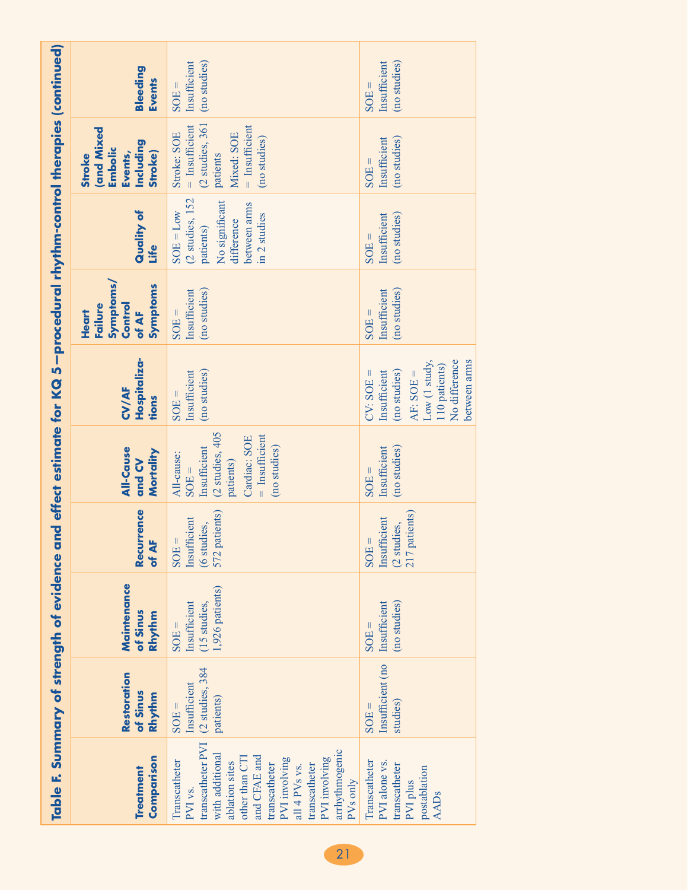**Table F. Summary of strength of evidence and effect estimate for KQ 5—procedural rhythm-control therapies (continued)**

| Treatment Comparison | Restoration of Sinus Rhythm | Maintenance of Sinus Rhythm | Recurrence of AF | All-Cause and CV Mortality | CV/AF Hospitalizations | Heart Failure Symptoms/ Control of AF Symptoms | Quality of Life | Stroke (and Mixed Embolic Events, Including Stroke) | Bleeding Events |
|---|---|---|---|---|---|---|---|---|---|
| Transcatheter PVI vs. transcatheter PVI with additional ablation sites other than CTI and CFAE and transcatheter PVI involving all 4 PVs vs. transcatheter PVI involving arrhythmogenic PVs only | SOE = Insufficient (2 studies, 384 patients) | SOE = Insufficient (15 studies, 1,926 patients) | SOE = Insufficient (6 studies, 572 patients) | All-cause: SOE = Insufficient (2 studies, 405 patients)<br>Cardiac: SOE = Insufficient (no studies) | SOE = Insufficient (no studies) | SOE = Insufficient (no studies) | SOE = Low (2 studies, 152 patients)<br>No significant difference between arms in 2 studies | Stroke: SOE = Insufficient (2 studies, 361 patients<br>Mixed: SOE = Insufficient (no studies) | SOE = Insufficient (no studies) |
| Transcatheter PVI alone vs. transcatheter PVI plus postablation AADs | SOE = Insufficient (no studies) | SOE = Insufficient (no studies) | SOE = Insufficient (2 studies, 217 patients) | SOE = Insufficient (no studies) | CV: SOE = Insufficient (no studies)<br>AF: SOE = Low (1 study, 110 patients) No difference between arms | SOE = Insufficient (no studies) | SOE = Insufficient (no studies) | SOE = Insufficient (no studies) | SOE = Insufficient (no studies) |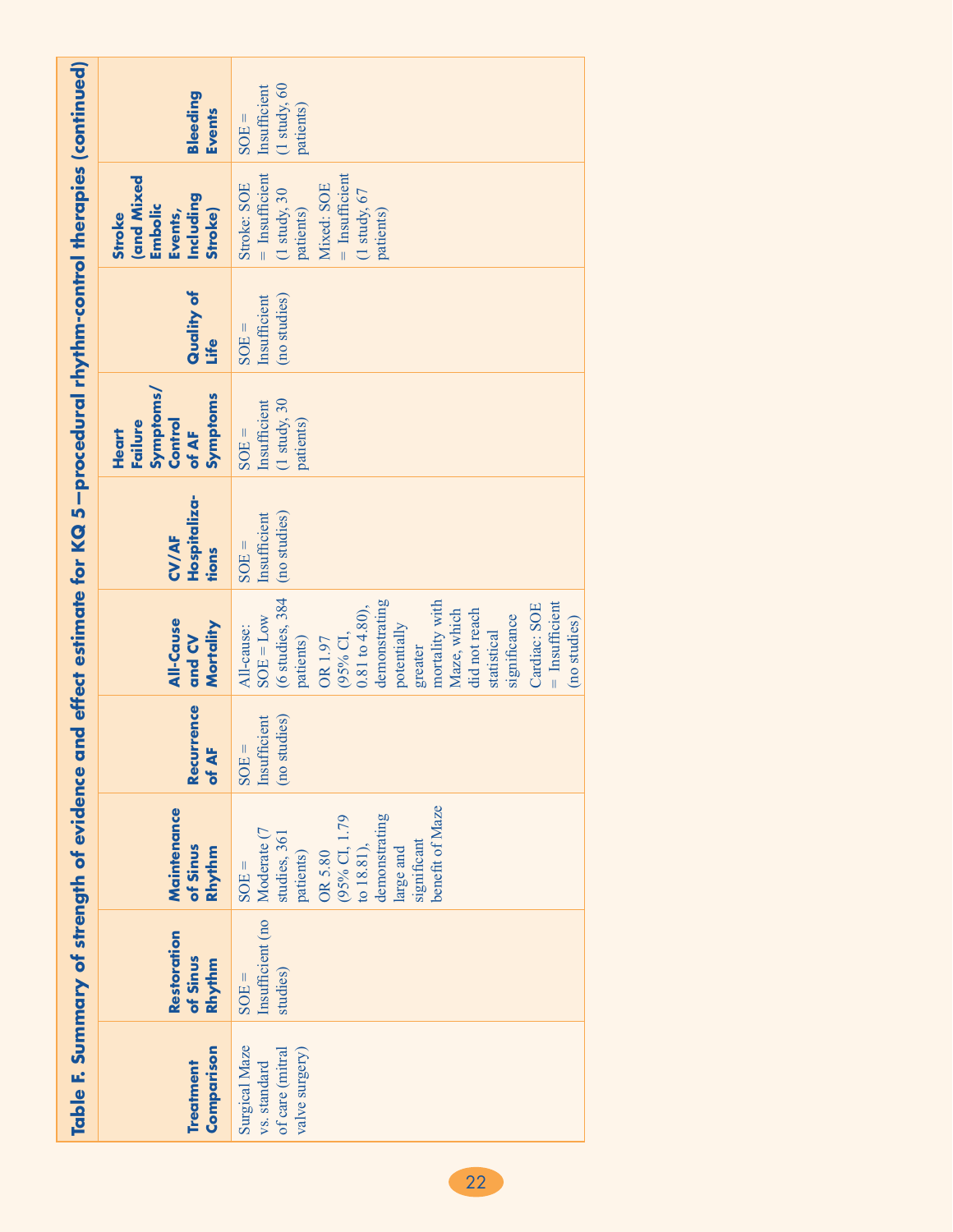**Table F. Summary of strength of evidence and effect estimate for KQ 5—procedural rhythm-control therapies (continued)**

| Treatment Comparison | Restoration of Sinus Rhythm | Maintenance of Sinus Rhythm | Recurrence of AF | All-Cause and CV Mortality | CV/AF Hospitalizations | Heart Failure Symptoms/ Control of AF Symptoms | Quality of Life | Stroke (and Mixed Embolic Events, Including Stroke) | Bleeding Events |
|---|---|---|---|---|---|---|---|---|---|
| Surgical Maze vs. standard of care (mitral valve surgery) | SOE = Insufficient (no studies) | SOE = Moderate (7 studies, 361 patients)<br>OR 5.80 (95% CI, 1.79 to 18.81), demonstrating large and significant benefit of Maze | SOE = Insufficient (no studies) | All-cause: SOE = Low (6 studies, 384 patients)<br>OR 1.97 (95% CI, 0.81 to 4.80), demonstrating potentially greater mortality with Maze, which did not reach statistical significance<br>Cardiac: SOE = Insufficient (no studies) | SOE = Insufficient (no studies) | SOE = Insufficient (1 study, 30 patients) | SOE = Insufficient (no studies) | Stroke: SOE = Insufficient (1 study, 30 patients)<br>Mixed: SOE = Insufficient (1 study, 67 patients) | SOE = Insufficient (1 study, 60 patients) |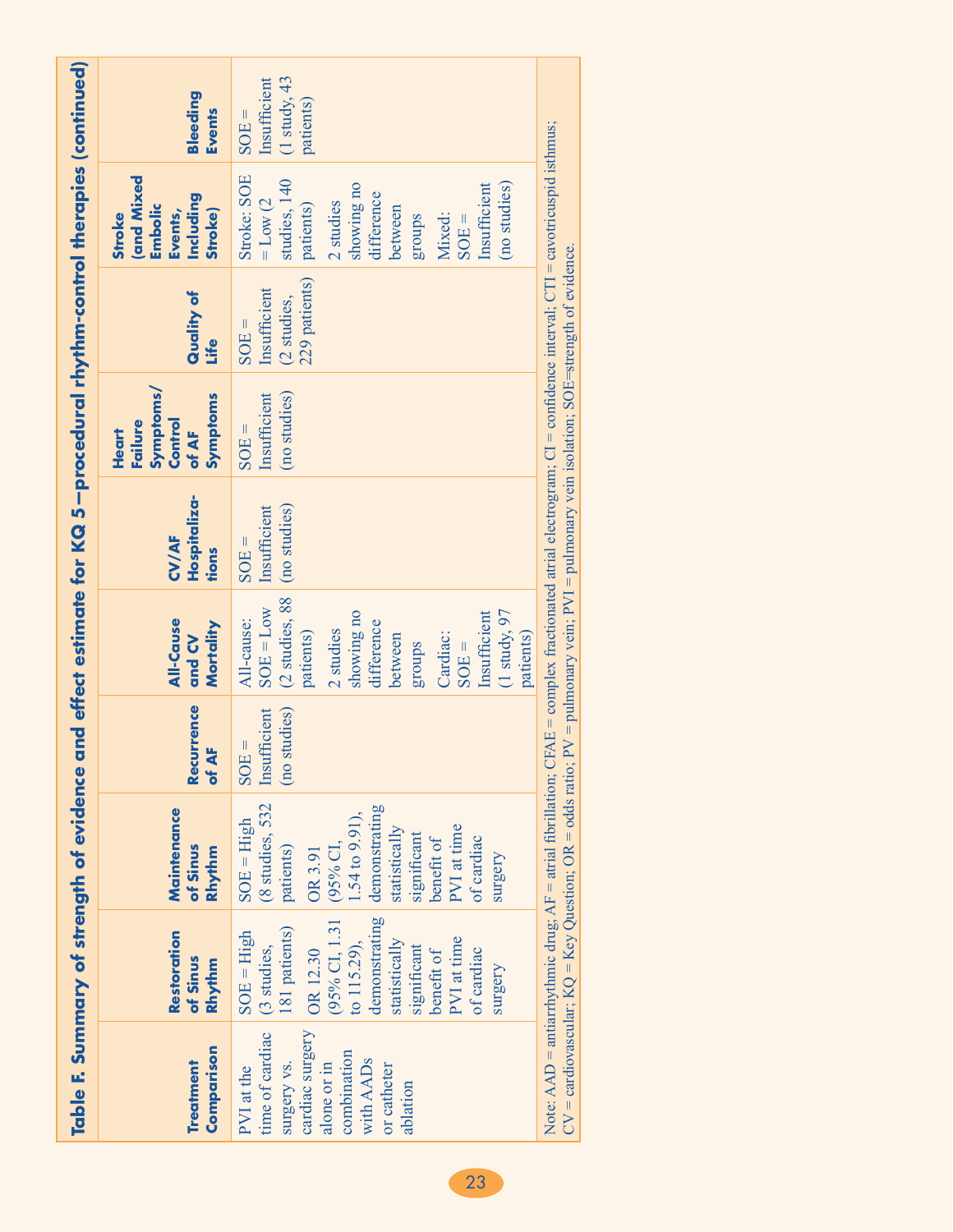**Table F. Summary of strength of evidence and effect estimate for KQ 5—procedural rhythm-control therapies (continued)**

| Treatment Comparison | Restoration of Sinus Rhythm | Maintenance of Sinus Rhythm | Recurrence of AF | All-Cause and CV Mortality | CV/AF Hospitalizations | Heart Failure Symptoms/ Control of AF Symptoms | Quality of Life | Stroke (and Mixed Embolic Events, Including Stroke) | Bleeding Events |
|---|---|---|---|---|---|---|---|---|---|
| PVI at the time of cardiac surgery vs. cardiac surgery alone or in combination with AADs or catheter ablation | SOE = High (3 studies, 181 patients)<br><br>OR 12.30 (95% CI, 1.31 to 115.29), demonstrating statistically significant benefit of PVI at time of cardiac surgery | SOE = High (8 studies, 532 patients)<br><br>OR 3.91 (95% CI, 1.54 to 9.91), demonstrating statistically significant benefit of PVI at time of cardiac surgery | SOE = Insufficient (no studies) | All-cause: SOE = Low (2 studies, 88 patients)<br><br>2 studies showing no difference between groups<br><br>Cardiac: SOE = Insufficient (1 study, 97 patients) | SOE = Insufficient (no studies) | SOE = Insufficient (no studies) | SOE = Insufficient (2 studies, 229 patients) | Stroke: SOE = Low (2 studies, 140 patients)<br><br>2 studies showing no difference between groups<br><br>Mixed: SOE = Insufficient (no studies) | SOE = Insufficient (1 study, 43 patients) |

Note: AAD = antiarrhythmic drug; AF = atrial fibrillation; CFAE = complex fractionated atrial electrogram; CI = confidence interval; CTI = cavotricuspid isthmus; CV = cardiovascular; KQ = Key Question; OR = odds ratio; PV = pulmonary vein; PVI = pulmonary vein isolation; SOE=strength of evidence.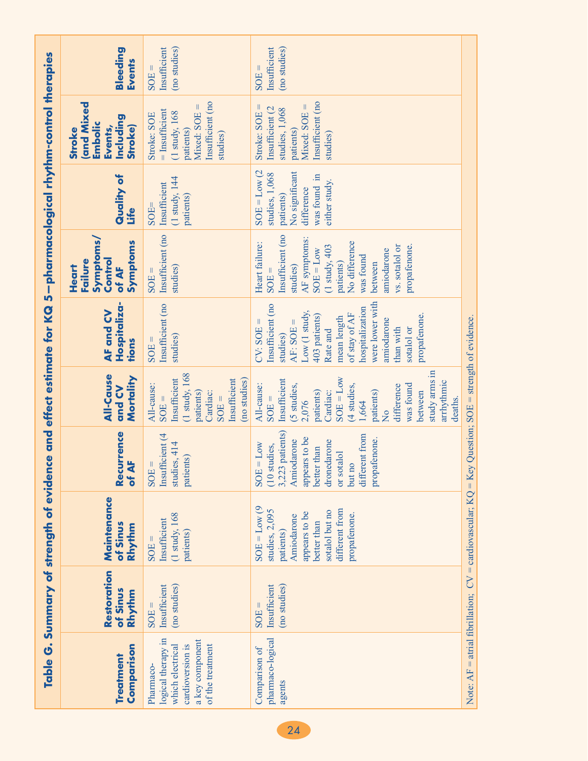## Table G. Summary of strength of evidence and effect estimate for KQ 5—pharmacological rhythm-control therapies

| Treatment Comparison | Restoration of Sinus Rhythm | Maintenance of Sinus Rhythm | Recurrence of AF | All-Cause and CV Mortality | AF and CV Hospitalizations | Heart Failure Symptoms/ Control of AF Symptoms | Quality of Life | Stroke (and Mixed Embolic Events, Including Stroke) | Bleeding Events |
|---|---|---|---|---|---|---|---|---|---|
| Pharmacological therapy in which electrical cardioversion is a key component of the treatment | SOE = Insufficient (no studies) | SOE = Insufficient (1 study, 168 patients) | SOE = Insufficient (4 studies, 414 patients) | All-cause: SOE = Insufficient (1 study, 168 patients) Cardiac: SOE = Insufficient (no studies) | SOE = Insufficient (no studies) | SOE = Insufficient (no studies) | SOE= Insufficient (1 study, 144 patients) | Stroke: SOE = Insufficient (1 study, 168 patients) Mixed: SOE = Insufficient (no studies) | SOE = Insufficient (no studies) |
| Comparison of pharmaco-logical agents | SOE = Insufficient (no studies) | SOE = Low (9 studies, 2,095 patients) Amiodarone appears to be better than sotalol but no different from propafenone. | SOE = Low (10 studies, 3,223 patients) Amiodarone appears to be better than dronedarone or sotalol but no different from propafenone. | All-cause: SOE = Insufficient (5 studies, 2,076 patients) Cardiac: SOE = Low (4 studies, 1,664 patients) No difference was found between study arms in arrhythmic deaths. | CV: SOE = Insufficient (no studies) AF: SOE = Low (1 study, 403 patients) Rate and mean length of stay of AF hospitalization were lower with amiodarone than with sotalol or propafenone. | Heart failure: SOE = Insufficient (no studies) AF symptoms: SOE = Low (1 study, 403 patients) No difference was found between amiodarone vs. sotalol or propafenone. | SOE = Low (2 studies, 1,068 patients) No significant difference was found in either study. | Stroke: SOE = Insufficient (2 studies, 1,068 patients) Mixed: SOE = Insufficient (no studies) | SOE = Insufficient (no studies) |

Note: AF = atrial fibrillation; CV = cardiovascular; KQ = Key Question; SOE = strength of evidence.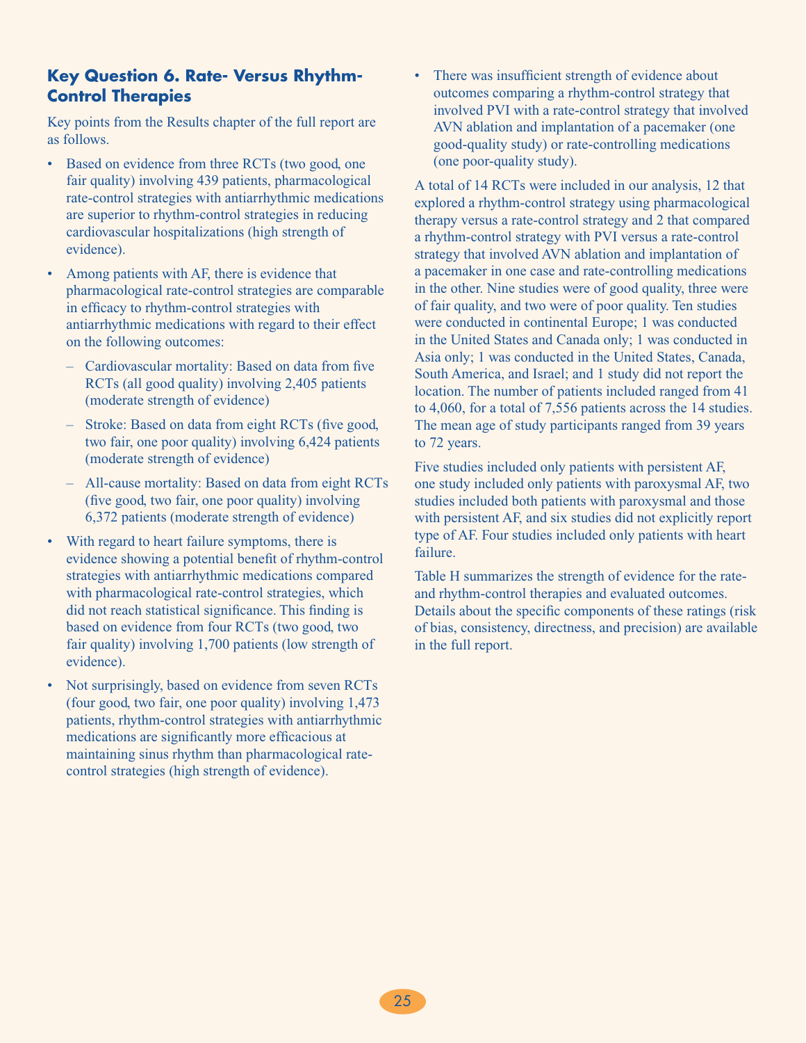### Key Question 6. Rate- Versus Rhythm-Control Therapies

Key points from the Results chapter of the full report are as follows.

- Based on evidence from three RCTs (two good, one fair quality) involving 439 patients, pharmacological rate-control strategies with antiarrhythmic medications are superior to rhythm-control strategies in reducing cardiovascular hospitalizations (high strength of evidence).
- Among patients with AF, there is evidence that pharmacological rate-control strategies are comparable in efficacy to rhythm-control strategies with antiarrhythmic medications with regard to their effect on the following outcomes:
  - Cardiovascular mortality: Based on data from five RCTs (all good quality) involving 2,405 patients (moderate strength of evidence)
  - Stroke: Based on data from eight RCTs (five good, two fair, one poor quality) involving 6,424 patients (moderate strength of evidence)
  - All-cause mortality: Based on data from eight RCTs (five good, two fair, one poor quality) involving 6,372 patients (moderate strength of evidence)
- With regard to heart failure symptoms, there is evidence showing a potential benefit of rhythm-control strategies with antiarrhythmic medications compared with pharmacological rate-control strategies, which did not reach statistical significance. This finding is based on evidence from four RCTs (two good, two fair quality) involving 1,700 patients (low strength of evidence).
- Not surprisingly, based on evidence from seven RCTs (four good, two fair, one poor quality) involving 1,473 patients, rhythm-control strategies with antiarrhythmic medications are significantly more efficacious at maintaining sinus rhythm than pharmacological rate-control strategies (high strength of evidence).
- There was insufficient strength of evidence about outcomes comparing a rhythm-control strategy that involved PVI with a rate-control strategy that involved AVN ablation and implantation of a pacemaker (one good-quality study) or rate-controlling medications (one poor-quality study).

A total of 14 RCTs were included in our analysis, 12 that explored a rhythm-control strategy using pharmacological therapy versus a rate-control strategy and 2 that compared a rhythm-control strategy with PVI versus a rate-control strategy that involved AVN ablation and implantation of a pacemaker in one case and rate-controlling medications in the other. Nine studies were of good quality, three were of fair quality, and two were of poor quality. Ten studies were conducted in continental Europe; 1 was conducted in the United States and Canada only; 1 was conducted in Asia only; 1 was conducted in the United States, Canada, South America, and Israel; and 1 study did not report the location. The number of patients included ranged from 41 to 4,060, for a total of 7,556 patients across the 14 studies. The mean age of study participants ranged from 39 years to 72 years.

Five studies included only patients with persistent AF, one study included only patients with paroxysmal AF, two studies included both patients with paroxysmal and those with persistent AF, and six studies did not explicitly report type of AF. Four studies included only patients with heart failure.

Table H summarizes the strength of evidence for the rate- and rhythm-control therapies and evaluated outcomes. Details about the specific components of these ratings (risk of bias, consistency, directness, and precision) are available in the full report.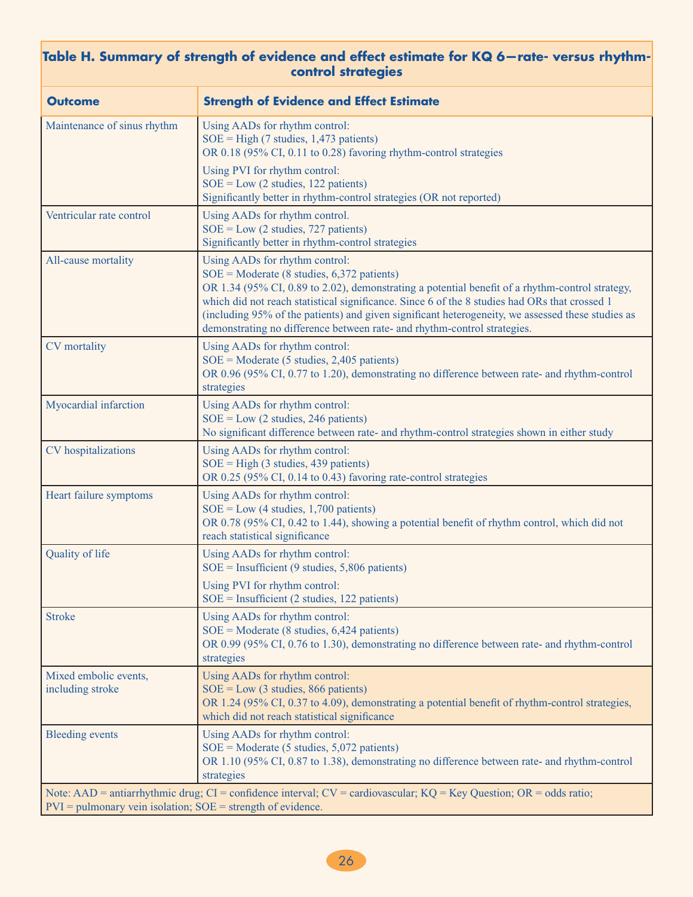**Table H. Summary of strength of evidence and effect estimate for KQ 6—rate- versus rhythm-control strategies**

| Outcome | Strength of Evidence and Effect Estimate |
| --- | --- |
| Maintenance of sinus rhythm | Using AADs for rhythm control:<br>SOE = High (7 studies, 1,473 patients)<br>OR 0.18 (95% CI, 0.11 to 0.28) favoring rhythm-control strategies<br><br>Using PVI for rhythm control:<br>SOE = Low (2 studies, 122 patients)<br>Significantly better in rhythm-control strategies (OR not reported) |
| Ventricular rate control | Using AADs for rhythm control.<br>SOE = Low (2 studies, 727 patients)<br>Significantly better in rhythm-control strategies |
| All-cause mortality | Using AADs for rhythm control:<br>SOE = Moderate (8 studies, 6,372 patients)<br>OR 1.34 (95% CI, 0.89 to 2.02), demonstrating a potential benefit of a rhythm-control strategy, which did not reach statistical significance. Since 6 of the 8 studies had ORs that crossed 1 (including 95% of the patients) and given significant heterogeneity, we assessed these studies as demonstrating no difference between rate- and rhythm-control strategies. |
| CV mortality | Using AADs for rhythm control:<br>SOE = Moderate (5 studies, 2,405 patients)<br>OR 0.96 (95% CI, 0.77 to 1.20), demonstrating no difference between rate- and rhythm-control strategies |
| Myocardial infarction | Using AADs for rhythm control:<br>SOE = Low (2 studies, 246 patients)<br>No significant difference between rate- and rhythm-control strategies shown in either study |
| CV hospitalizations | Using AADs for rhythm control:<br>SOE = High (3 studies, 439 patients)<br>OR 0.25 (95% CI, 0.14 to 0.43) favoring rate-control strategies |
| Heart failure symptoms | Using AADs for rhythm control:<br>SOE = Low (4 studies, 1,700 patients)<br>OR 0.78 (95% CI, 0.42 to 1.44), showing a potential benefit of rhythm control, which did not reach statistical significance |
| Quality of life | Using AADs for rhythm control:<br>SOE = Insufficient (9 studies, 5,806 patients)<br><br>Using PVI for rhythm control:<br>SOE = Insufficient (2 studies, 122 patients) |
| Stroke | Using AADs for rhythm control:<br>SOE = Moderate (8 studies, 6,424 patients)<br>OR 0.99 (95% CI, 0.76 to 1.30), demonstrating no difference between rate- and rhythm-control strategies |
| Mixed embolic events, including stroke | Using AADs for rhythm control:<br>SOE = Low (3 studies, 866 patients)<br>OR 1.24 (95% CI, 0.37 to 4.09), demonstrating a potential benefit of rhythm-control strategies, which did not reach statistical significance |
| Bleeding events | Using AADs for rhythm control:<br>SOE = Moderate (5 studies, 5,072 patients)<br>OR 1.10 (95% CI, 0.87 to 1.38), demonstrating no difference between rate- and rhythm-control strategies |

Note: AAD = antiarrhythmic drug; CI = confidence interval; CV = cardiovascular; KQ = Key Question; OR = odds ratio; PVI = pulmonary vein isolation; SOE = strength of evidence.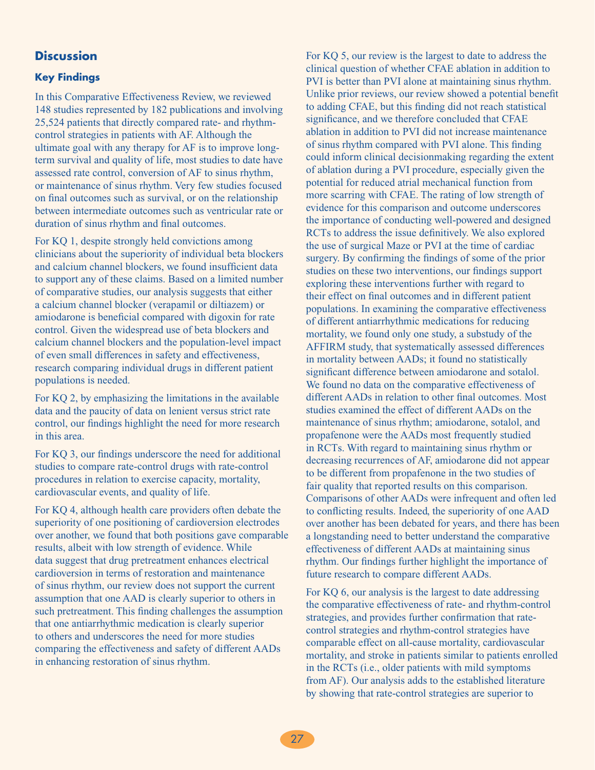## Discussion

### Key Findings

In this Comparative Effectiveness Review, we reviewed 148 studies represented by 182 publications and involving 25,524 patients that directly compared rate- and rhythm-control strategies in patients with AF. Although the ultimate goal with any therapy for AF is to improve long-term survival and quality of life, most studies to date have assessed rate control, conversion of AF to sinus rhythm, or maintenance of sinus rhythm. Very few studies focused on final outcomes such as survival, or on the relationship between intermediate outcomes such as ventricular rate or duration of sinus rhythm and final outcomes.

For KQ 1, despite strongly held convictions among clinicians about the superiority of individual beta blockers and calcium channel blockers, we found insufficient data to support any of these claims. Based on a limited number of comparative studies, our analysis suggests that either a calcium channel blocker (verapamil or diltiazem) or amiodarone is beneficial compared with digoxin for rate control. Given the widespread use of beta blockers and calcium channel blockers and the population-level impact of even small differences in safety and effectiveness, research comparing individual drugs in different patient populations is needed.

For KQ 2, by emphasizing the limitations in the available data and the paucity of data on lenient versus strict rate control, our findings highlight the need for more research in this area.

For KQ 3, our findings underscore the need for additional studies to compare rate-control drugs with rate-control procedures in relation to exercise capacity, mortality, cardiovascular events, and quality of life.

For KQ 4, although health care providers often debate the superiority of one positioning of cardioversion electrodes over another, we found that both positions gave comparable results, albeit with low strength of evidence. While data suggest that drug pretreatment enhances electrical cardioversion in terms of restoration and maintenance of sinus rhythm, our review does not support the current assumption that one AAD is clearly superior to others in such pretreatment. This finding challenges the assumption that one antiarrhythmic medication is clearly superior to others and underscores the need for more studies comparing the effectiveness and safety of different AADs in enhancing restoration of sinus rhythm.

For KQ 5, our review is the largest to date to address the clinical question of whether CFAE ablation in addition to PVI is better than PVI alone at maintaining sinus rhythm. Unlike prior reviews, our review showed a potential benefit to adding CFAE, but this finding did not reach statistical significance, and we therefore concluded that CFAE ablation in addition to PVI did not increase maintenance of sinus rhythm compared with PVI alone. This finding could inform clinical decisionmaking regarding the extent of ablation during a PVI procedure, especially given the potential for reduced atrial mechanical function from more scarring with CFAE. The rating of low strength of evidence for this comparison and outcome underscores the importance of conducting well-powered and designed RCTs to address the issue definitively. We also explored the use of surgical Maze or PVI at the time of cardiac surgery. By confirming the findings of some of the prior studies on these two interventions, our findings support exploring these interventions further with regard to their effect on final outcomes and in different patient populations. In examining the comparative effectiveness of different antiarrhythmic medications for reducing mortality, we found only one study, a substudy of the AFFIRM study, that systematically assessed differences in mortality between AADs; it found no statistically significant difference between amiodarone and sotalol. We found no data on the comparative effectiveness of different AADs in relation to other final outcomes. Most studies examined the effect of different AADs on the maintenance of sinus rhythm; amiodarone, sotalol, and propafenone were the AADs most frequently studied in RCTs. With regard to maintaining sinus rhythm or decreasing recurrences of AF, amiodarone did not appear to be different from propafenone in the two studies of fair quality that reported results on this comparison. Comparisons of other AADs were infrequent and often led to conflicting results. Indeed, the superiority of one AAD over another has been debated for years, and there has been a longstanding need to better understand the comparative effectiveness of different AADs at maintaining sinus rhythm. Our findings further highlight the importance of future research to compare different AADs.

For KQ 6, our analysis is the largest to date addressing the comparative effectiveness of rate- and rhythm-control strategies, and provides further confirmation that rate-control strategies and rhythm-control strategies have comparable effect on all-cause mortality, cardiovascular mortality, and stroke in patients similar to patients enrolled in the RCTs (i.e., older patients with mild symptoms from AF). Our analysis adds to the established literature by showing that rate-control strategies are superior to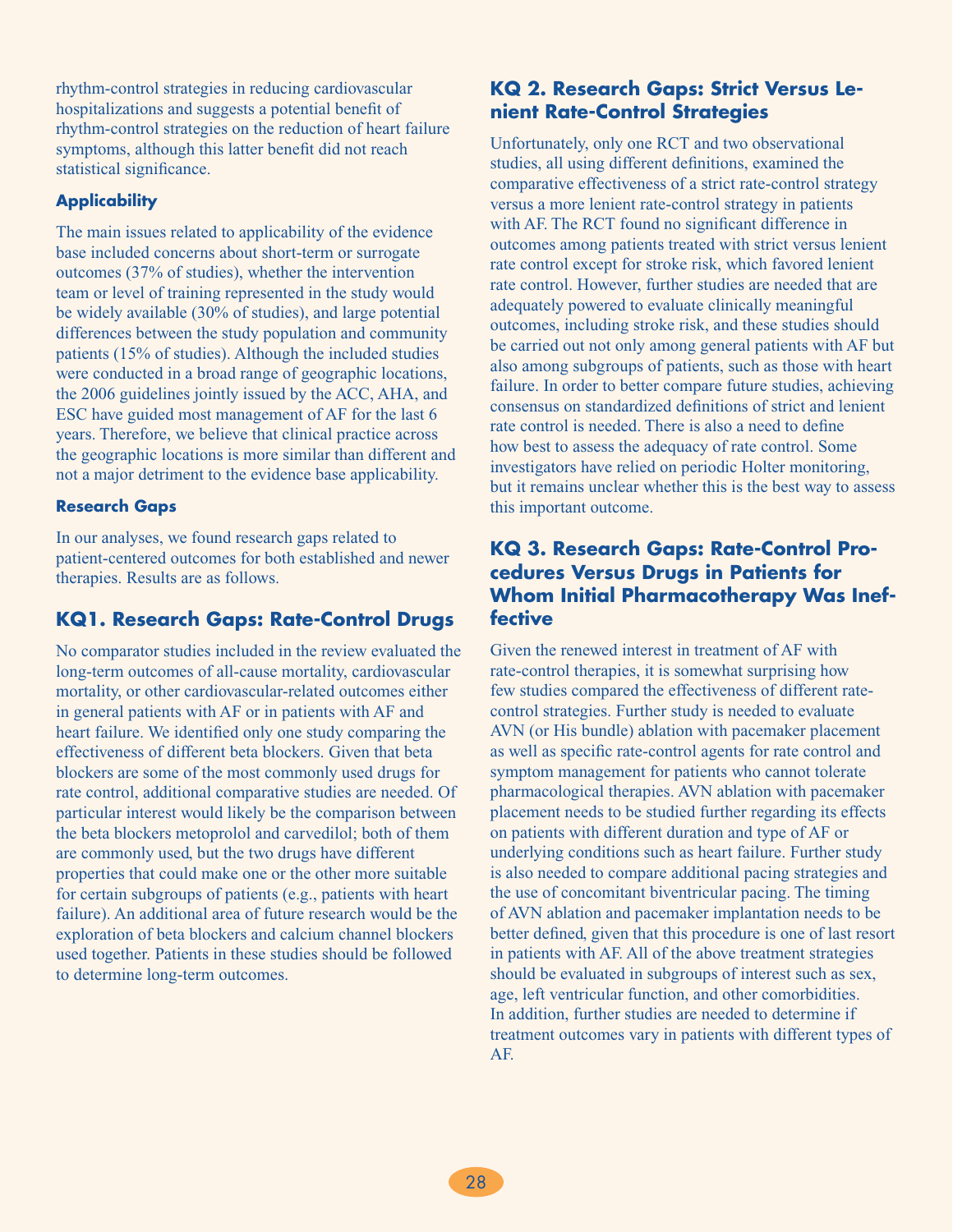rhythm-control strategies in reducing cardiovascular hospitalizations and suggests a potential benefit of rhythm-control strategies on the reduction of heart failure symptoms, although this latter benefit did not reach statistical significance.

### Applicability

The main issues related to applicability of the evidence base included concerns about short-term or surrogate outcomes (37% of studies), whether the intervention team or level of training represented in the study would be widely available (30% of studies), and large potential differences between the study population and community patients (15% of studies). Although the included studies were conducted in a broad range of geographic locations, the 2006 guidelines jointly issued by the ACC, AHA, and ESC have guided most management of AF for the last 6 years. Therefore, we believe that clinical practice across the geographic locations is more similar than different and not a major detriment to the evidence base applicability.

### Research Gaps

In our analyses, we found research gaps related to patient-centered outcomes for both established and newer therapies. Results are as follows.

## KQ1. Research Gaps: Rate-Control Drugs

No comparator studies included in the review evaluated the long-term outcomes of all-cause mortality, cardiovascular mortality, or other cardiovascular-related outcomes either in general patients with AF or in patients with AF and heart failure. We identified only one study comparing the effectiveness of different beta blockers. Given that beta blockers are some of the most commonly used drugs for rate control, additional comparative studies are needed. Of particular interest would likely be the comparison between the beta blockers metoprolol and carvedilol; both of them are commonly used, but the two drugs have different properties that could make one or the other more suitable for certain subgroups of patients (e.g., patients with heart failure). An additional area of future research would be the exploration of beta blockers and calcium channel blockers used together. Patients in these studies should be followed to determine long-term outcomes.

## KQ 2. Research Gaps: Strict Versus Lenient Rate-Control Strategies

Unfortunately, only one RCT and two observational studies, all using different definitions, examined the comparative effectiveness of a strict rate-control strategy versus a more lenient rate-control strategy in patients with AF. The RCT found no significant difference in outcomes among patients treated with strict versus lenient rate control except for stroke risk, which favored lenient rate control. However, further studies are needed that are adequately powered to evaluate clinically meaningful outcomes, including stroke risk, and these studies should be carried out not only among general patients with AF but also among subgroups of patients, such as those with heart failure. In order to better compare future studies, achieving consensus on standardized definitions of strict and lenient rate control is needed. There is also a need to define how best to assess the adequacy of rate control. Some investigators have relied on periodic Holter monitoring, but it remains unclear whether this is the best way to assess this important outcome.

## KQ 3. Research Gaps: Rate-Control Procedures Versus Drugs in Patients for Whom Initial Pharmacotherapy Was Ineffective

Given the renewed interest in treatment of AF with rate-control therapies, it is somewhat surprising how few studies compared the effectiveness of different rate-control strategies. Further study is needed to evaluate AVN (or His bundle) ablation with pacemaker placement as well as specific rate-control agents for rate control and symptom management for patients who cannot tolerate pharmacological therapies. AVN ablation with pacemaker placement needs to be studied further regarding its effects on patients with different duration and type of AF or underlying conditions such as heart failure. Further study is also needed to compare additional pacing strategies and the use of concomitant biventricular pacing. The timing of AVN ablation and pacemaker implantation needs to be better defined, given that this procedure is one of last resort in patients with AF. All of the above treatment strategies should be evaluated in subgroups of interest such as sex, age, left ventricular function, and other comorbidities. In addition, further studies are needed to determine if treatment outcomes vary in patients with different types of AF.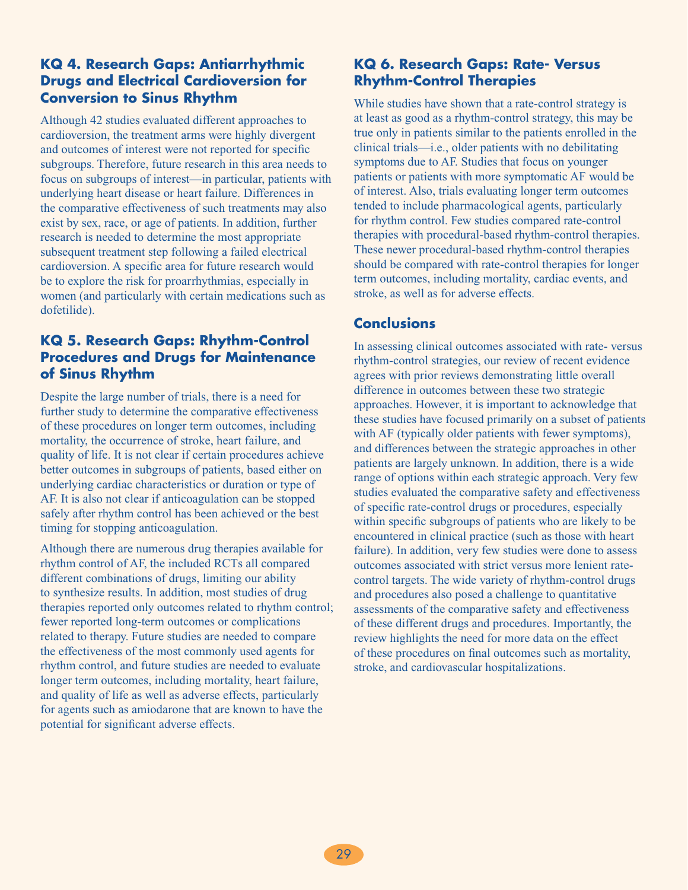### KQ 4. Research Gaps: Antiarrhythmic Drugs and Electrical Cardioversion for Conversion to Sinus Rhythm

Although 42 studies evaluated different approaches to cardioversion, the treatment arms were highly divergent and outcomes of interest were not reported for specific subgroups. Therefore, future research in this area needs to focus on subgroups of interest—in particular, patients with underlying heart disease or heart failure. Differences in the comparative effectiveness of such treatments may also exist by sex, race, or age of patients. In addition, further research is needed to determine the most appropriate subsequent treatment step following a failed electrical cardioversion. A specific area for future research would be to explore the risk for proarrhythmias, especially in women (and particularly with certain medications such as dofetilide).

### KQ 5. Research Gaps: Rhythm-Control Procedures and Drugs for Maintenance of Sinus Rhythm

Despite the large number of trials, there is a need for further study to determine the comparative effectiveness of these procedures on longer term outcomes, including mortality, the occurrence of stroke, heart failure, and quality of life. It is not clear if certain procedures achieve better outcomes in subgroups of patients, based either on underlying cardiac characteristics or duration or type of AF. It is also not clear if anticoagulation can be stopped safely after rhythm control has been achieved or the best timing for stopping anticoagulation.

Although there are numerous drug therapies available for rhythm control of AF, the included RCTs all compared different combinations of drugs, limiting our ability to synthesize results. In addition, most studies of drug therapies reported only outcomes related to rhythm control; fewer reported long-term outcomes or complications related to therapy. Future studies are needed to compare the effectiveness of the most commonly used agents for rhythm control, and future studies are needed to evaluate longer term outcomes, including mortality, heart failure, and quality of life as well as adverse effects, particularly for agents such as amiodarone that are known to have the potential for significant adverse effects.

### KQ 6. Research Gaps: Rate- Versus Rhythm-Control Therapies

While studies have shown that a rate-control strategy is at least as good as a rhythm-control strategy, this may be true only in patients similar to the patients enrolled in the clinical trials—i.e., older patients with no debilitating symptoms due to AF. Studies that focus on younger patients or patients with more symptomatic AF would be of interest. Also, trials evaluating longer term outcomes tended to include pharmacological agents, particularly for rhythm control. Few studies compared rate-control therapies with procedural-based rhythm-control therapies. These newer procedural-based rhythm-control therapies should be compared with rate-control therapies for longer term outcomes, including mortality, cardiac events, and stroke, as well as for adverse effects.

### Conclusions

In assessing clinical outcomes associated with rate- versus rhythm-control strategies, our review of recent evidence agrees with prior reviews demonstrating little overall difference in outcomes between these two strategic approaches. However, it is important to acknowledge that these studies have focused primarily on a subset of patients with AF (typically older patients with fewer symptoms), and differences between the strategic approaches in other patients are largely unknown. In addition, there is a wide range of options within each strategic approach. Very few studies evaluated the comparative safety and effectiveness of specific rate-control drugs or procedures, especially within specific subgroups of patients who are likely to be encountered in clinical practice (such as those with heart failure). In addition, very few studies were done to assess outcomes associated with strict versus more lenient rate-control targets. The wide variety of rhythm-control drugs and procedures also posed a challenge to quantitative assessments of the comparative safety and effectiveness of these different drugs and procedures. Importantly, the review highlights the need for more data on the effect of these procedures on final outcomes such as mortality, stroke, and cardiovascular hospitalizations.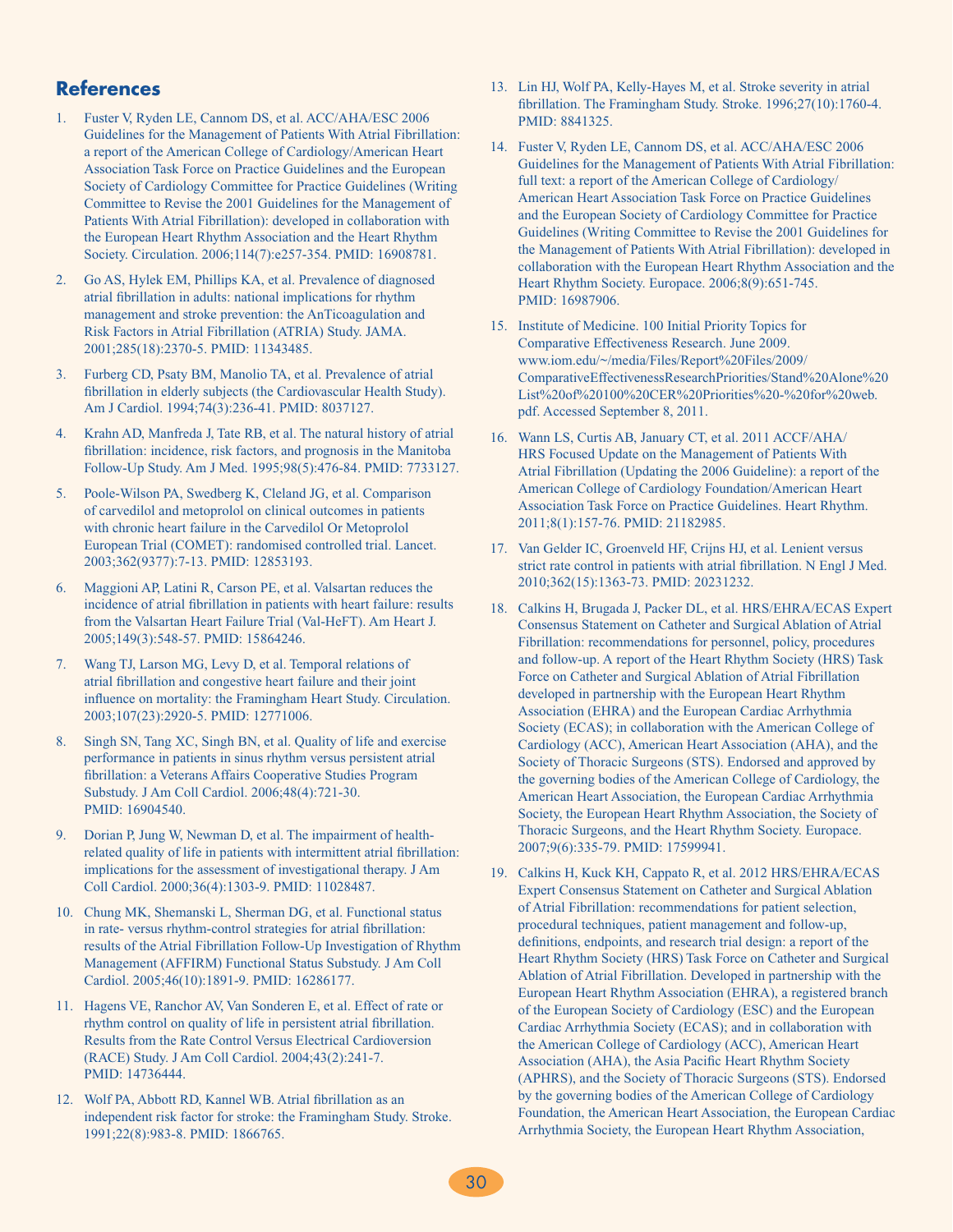## References

1. Fuster V, Ryden LE, Cannom DS, et al. ACC/AHA/ESC 2006 Guidelines for the Management of Patients With Atrial Fibrillation: a report of the American College of Cardiology/American Heart Association Task Force on Practice Guidelines and the European Society of Cardiology Committee for Practice Guidelines (Writing Committee to Revise the 2001 Guidelines for the Management of Patients With Atrial Fibrillation): developed in collaboration with the European Heart Rhythm Association and the Heart Rhythm Society. Circulation. 2006;114(7):e257-354. PMID: 16908781.
2. Go AS, Hylek EM, Phillips KA, et al. Prevalence of diagnosed atrial fibrillation in adults: national implications for rhythm management and stroke prevention: the AnTicoagulation and Risk Factors in Atrial Fibrillation (ATRIA) Study. JAMA. 2001;285(18):2370-5. PMID: 11343485.
3. Furberg CD, Psaty BM, Manolio TA, et al. Prevalence of atrial fibrillation in elderly subjects (the Cardiovascular Health Study). Am J Cardiol. 1994;74(3):236-41. PMID: 8037127.
4. Krahn AD, Manfreda J, Tate RB, et al. The natural history of atrial fibrillation: incidence, risk factors, and prognosis in the Manitoba Follow-Up Study. Am J Med. 1995;98(5):476-84. PMID: 7733127.
5. Poole-Wilson PA, Swedberg K, Cleland JG, et al. Comparison of carvedilol and metoprolol on clinical outcomes in patients with chronic heart failure in the Carvedilol Or Metoprolol European Trial (COMET): randomised controlled trial. Lancet. 2003;362(9377):7-13. PMID: 12853193.
6. Maggioni AP, Latini R, Carson PE, et al. Valsartan reduces the incidence of atrial fibrillation in patients with heart failure: results from the Valsartan Heart Failure Trial (Val-HeFT). Am Heart J. 2005;149(3):548-57. PMID: 15864246.
7. Wang TJ, Larson MG, Levy D, et al. Temporal relations of atrial fibrillation and congestive heart failure and their joint influence on mortality: the Framingham Heart Study. Circulation. 2003;107(23):2920-5. PMID: 12771006.
8. Singh SN, Tang XC, Singh BN, et al. Quality of life and exercise performance in patients in sinus rhythm versus persistent atrial fibrillation: a Veterans Affairs Cooperative Studies Program Substudy. J Am Coll Cardiol. 2006;48(4):721-30. PMID: 16904540.
9. Dorian P, Jung W, Newman D, et al. The impairment of health-related quality of life in patients with intermittent atrial fibrillation: implications for the assessment of investigational therapy. J Am Coll Cardiol. 2000;36(4):1303-9. PMID: 11028487.
10. Chung MK, Shemanski L, Sherman DG, et al. Functional status in rate- versus rhythm-control strategies for atrial fibrillation: results of the Atrial Fibrillation Follow-Up Investigation of Rhythm Management (AFFIRM) Functional Status Substudy. J Am Coll Cardiol. 2005;46(10):1891-9. PMID: 16286177.
11. Hagens VE, Ranchor AV, Van Sonderen E, et al. Effect of rate or rhythm control on quality of life in persistent atrial fibrillation. Results from the Rate Control Versus Electrical Cardioversion (RACE) Study. J Am Coll Cardiol. 2004;43(2):241-7. PMID: 14736444.
12. Wolf PA, Abbott RD, Kannel WB. Atrial fibrillation as an independent risk factor for stroke: the Framingham Study. Stroke. 1991;22(8):983-8. PMID: 1866765.
13. Lin HJ, Wolf PA, Kelly-Hayes M, et al. Stroke severity in atrial fibrillation. The Framingham Study. Stroke. 1996;27(10):1760-4. PMID: 8841325.
14. Fuster V, Ryden LE, Cannom DS, et al. ACC/AHA/ESC 2006 Guidelines for the Management of Patients With Atrial Fibrillation: full text: a report of the American College of Cardiology/American Heart Association Task Force on Practice Guidelines and the European Society of Cardiology Committee for Practice Guidelines (Writing Committee to Revise the 2001 Guidelines for the Management of Patients With Atrial Fibrillation): developed in collaboration with the European Heart Rhythm Association and the Heart Rhythm Society. Europace. 2006;8(9):651-745. PMID: 16987906.
15. Institute of Medicine. 100 Initial Priority Topics for Comparative Effectiveness Research. June 2009. www.iom.edu/~/media/Files/Report%20Files/2009/ComparativeEffectivenessResearchPriorities/Stand%20Alone%20List%20of%20100%20CER%20Priorities%20-%20for%20web.pdf. Accessed September 8, 2011.
16. Wann LS, Curtis AB, January CT, et al. 2011 ACCF/AHA/HRS Focused Update on the Management of Patients With Atrial Fibrillation (Updating the 2006 Guideline): a report of the American College of Cardiology Foundation/American Heart Association Task Force on Practice Guidelines. Heart Rhythm. 2011;8(1):157-76. PMID: 21182985.
17. Van Gelder IC, Groenveld HF, Crijns HJ, et al. Lenient versus strict rate control in patients with atrial fibrillation. N Engl J Med. 2010;362(15):1363-73. PMID: 20231232.
18. Calkins H, Brugada J, Packer DL, et al. HRS/EHRA/ECAS Expert Consensus Statement on Catheter and Surgical Ablation of Atrial Fibrillation: recommendations for personnel, policy, procedures and follow-up. A report of the Heart Rhythm Society (HRS) Task Force on Catheter and Surgical Ablation of Atrial Fibrillation developed in partnership with the European Heart Rhythm Association (EHRA) and the European Cardiac Arrhythmia Society (ECAS); in collaboration with the American College of Cardiology (ACC), American Heart Association (AHA), and the Society of Thoracic Surgeons (STS). Endorsed and approved by the governing bodies of the American College of Cardiology, the American Heart Association, the European Cardiac Arrhythmia Society, the European Heart Rhythm Association, the Society of Thoracic Surgeons, and the Heart Rhythm Society. Europace. 2007;9(6):335-79. PMID: 17599941.
19. Calkins H, Kuck KH, Cappato R, et al. 2012 HRS/EHRA/ECAS Expert Consensus Statement on Catheter and Surgical Ablation of Atrial Fibrillation: recommendations for patient selection, procedural techniques, patient management and follow-up, definitions, endpoints, and research trial design: a report of the Heart Rhythm Society (HRS) Task Force on Catheter and Surgical Ablation of Atrial Fibrillation. Developed in partnership with the European Heart Rhythm Association (EHRA), a registered branch of the European Society of Cardiology (ESC) and the European Cardiac Arrhythmia Society (ECAS); and in collaboration with the American College of Cardiology (ACC), American Heart Association (AHA), the Asia Pacific Heart Rhythm Society (APHRS), and the Society of Thoracic Surgeons (STS). Endorsed by the governing bodies of the American College of Cardiology Foundation, the American Heart Association, the European Cardiac Arrhythmia Society, the European Heart Rhythm Association,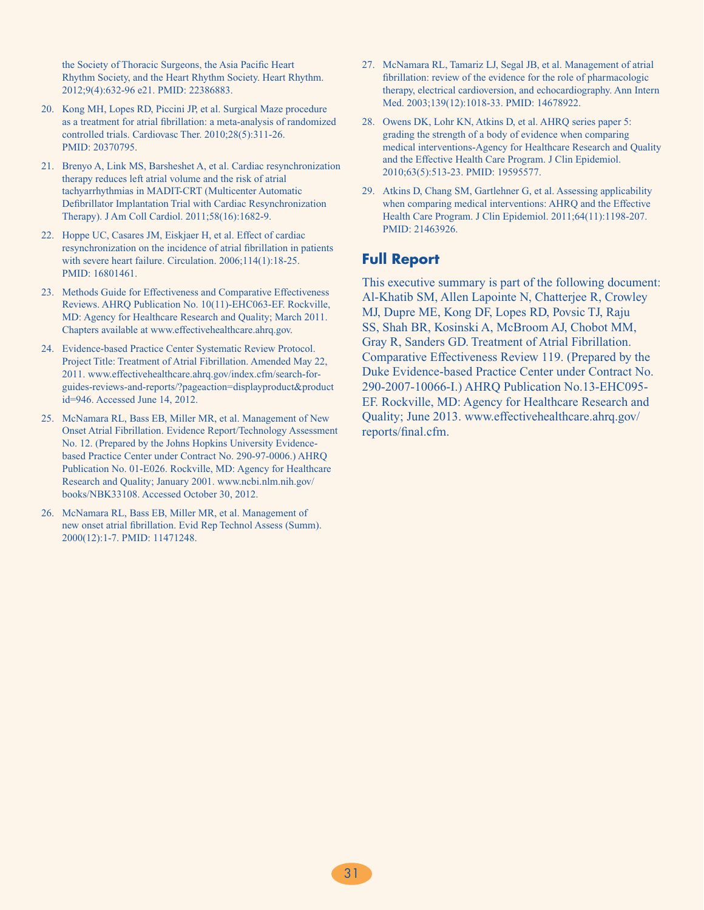the Society of Thoracic Surgeons, the Asia Pacific Heart Rhythm Society, and the Heart Rhythm Society. Heart Rhythm. 2012;9(4):632-96 e21. PMID: 22386883.

20. Kong MH, Lopes RD, Piccini JP, et al. Surgical Maze procedure as a treatment for atrial fibrillation: a meta-analysis of randomized controlled trials. Cardiovasc Ther. 2010;28(5):311-26. PMID: 20370795.

21. Brenyo A, Link MS, Barsheshet A, et al. Cardiac resynchronization therapy reduces left atrial volume and the risk of atrial tachyarrhythmias in MADIT-CRT (Multicenter Automatic Defibrillator Implantation Trial with Cardiac Resynchronization Therapy). J Am Coll Cardiol. 2011;58(16):1682-9.

22. Hoppe UC, Casares JM, Eiskjaer H, et al. Effect of cardiac resynchronization on the incidence of atrial fibrillation in patients with severe heart failure. Circulation. 2006;114(1):18-25. PMID: 16801461.

23. Methods Guide for Effectiveness and Comparative Effectiveness Reviews. AHRQ Publication No. 10(11)-EHC063-EF. Rockville, MD: Agency for Healthcare Research and Quality; March 2011. Chapters available at www.effectivehealthcare.ahrq.gov.

24. Evidence-based Practice Center Systematic Review Protocol. Project Title: Treatment of Atrial Fibrillation. Amended May 22, 2011. www.effectivehealthcare.ahrq.gov/index.cfm/search-for-guides-reviews-and-reports/?pageaction=displayproduct&productid=946. Accessed June 14, 2012.

25. McNamara RL, Bass EB, Miller MR, et al. Management of New Onset Atrial Fibrillation. Evidence Report/Technology Assessment No. 12. (Prepared by the Johns Hopkins University Evidence-based Practice Center under Contract No. 290-97-0006.) AHRQ Publication No. 01-E026. Rockville, MD: Agency for Healthcare Research and Quality; January 2001. www.ncbi.nlm.nih.gov/books/NBK33108. Accessed October 30, 2012.

26. McNamara RL, Bass EB, Miller MR, et al. Management of new onset atrial fibrillation. Evid Rep Technol Assess (Summ). 2000(12):1-7. PMID: 11471248.

27. McNamara RL, Tamariz LJ, Segal JB, et al. Management of atrial fibrillation: review of the evidence for the role of pharmacologic therapy, electrical cardioversion, and echocardiography. Ann Intern Med. 2003;139(12):1018-33. PMID: 14678922.

28. Owens DK, Lohr KN, Atkins D, et al. AHRQ series paper 5: grading the strength of a body of evidence when comparing medical interventions-Agency for Healthcare Research and Quality and the Effective Health Care Program. J Clin Epidemiol. 2010;63(5):513-23. PMID: 19595577.

29. Atkins D, Chang SM, Gartlehner G, et al. Assessing applicability when comparing medical interventions: AHRQ and the Effective Health Care Program. J Clin Epidemiol. 2011;64(11):1198-207. PMID: 21463926.

## Full Report

This executive summary is part of the following document: Al-Khatib SM, Allen Lapointe N, Chatterjee R, Crowley MJ, Dupre ME, Kong DF, Lopes RD, Povsic TJ, Raju SS, Shah BR, Kosinski A, McBroom AJ, Chobot MM, Gray R, Sanders GD. Treatment of Atrial Fibrillation. Comparative Effectiveness Review 119. (Prepared by the Duke Evidence-based Practice Center under Contract No. 290-2007-10066-I.) AHRQ Publication No.13-EHC095-EF. Rockville, MD: Agency for Healthcare Research and Quality; June 2013. www.effectivehealthcare.ahrq.gov/reports/final.cfm.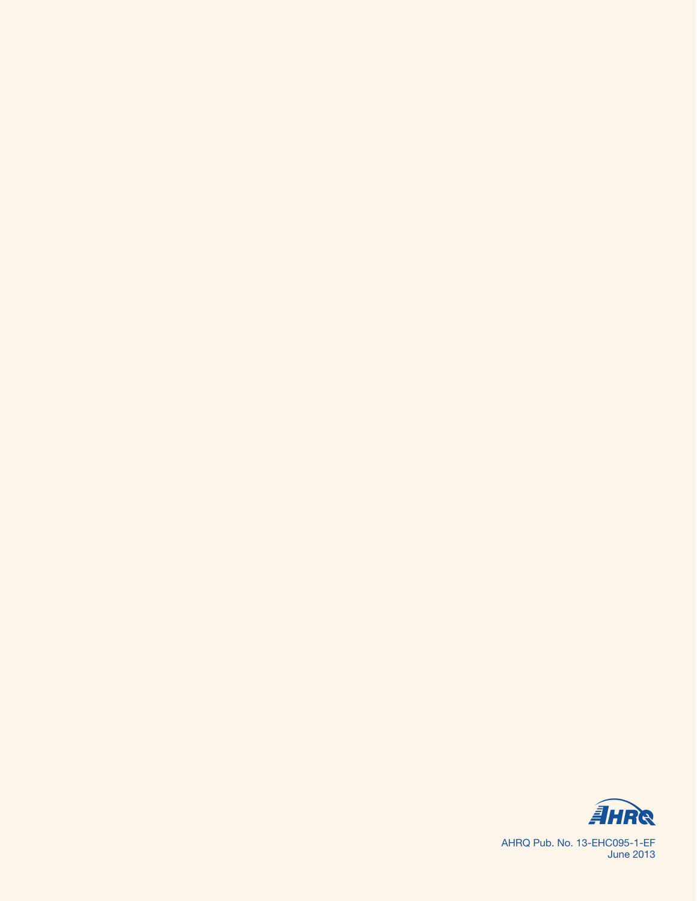AHRQ Pub. No. 13-EHC095-1-EF
June 2013